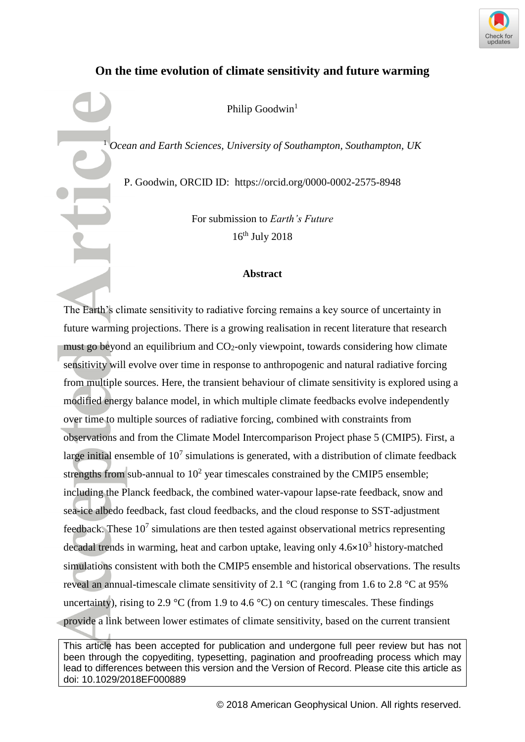# On the time evolution of climate sensitivity and future warming

Philip Goodwin[1]

[1] *Ocean and Earth Sciences, University of Southampton, Southampton, UK*

P. Goodwin, ORCID ID: https://orcid.org/0000-0002-2575-8948

For submission to *Earth's Future*

16th July 2018

## Abstract

The Earth's climate sensitivity to radiative forcing remains a key source of uncertainty in future warming projections. There is a growing realisation in recent literature that research must go beyond an equilibrium and $CO_2$-only viewpoint, towards considering how climate sensitivity will evolve over time in response to anthropogenic and natural radiative forcing from multiple sources. Here, the transient behaviour of climate sensitivity is explored using a modified energy balance model, in which multiple climate feedbacks evolve independently over time to multiple sources of radiative forcing, combined with constraints from observations and from the Climate Model Intercomparison Project phase 5 (CMIP5). First, a large initial ensemble of $10^7$ simulations is generated, with a distribution of climate feedback strengths from sub-annual to $10^2$ year timescales constrained by the CMIP5 ensemble; including the Planck feedback, the combined water-vapour lapse-rate feedback, snow and sea-ice albedo feedback, fast cloud feedbacks, and the cloud response to SST-adjustment feedback. These $10^7$ simulations are then tested against observational metrics representing decadal trends in warming, heat and carbon uptake, leaving only $4.6\times10^3$ history-matched simulations consistent with both the CMIP5 ensemble and historical observations. The results reveal an annual-timescale climate sensitivity of 2.1 °C (ranging from 1.6 to 2.8 °C at 95% uncertainty), rising to 2.9 °C (from 1.9 to 4.6 °C) on century timescales. These findings provide a link between lower estimates of climate sensitivity, based on the current transient

This article has been accepted for publication and undergone full peer review but has not been through the copyediting, typesetting, pagination and proofreading process which may lead to differences between this version and the Version of Record. Please cite this article as doi: 10.1029/2018EF000889

© 2018 American Geophysical Union. All rights reserved.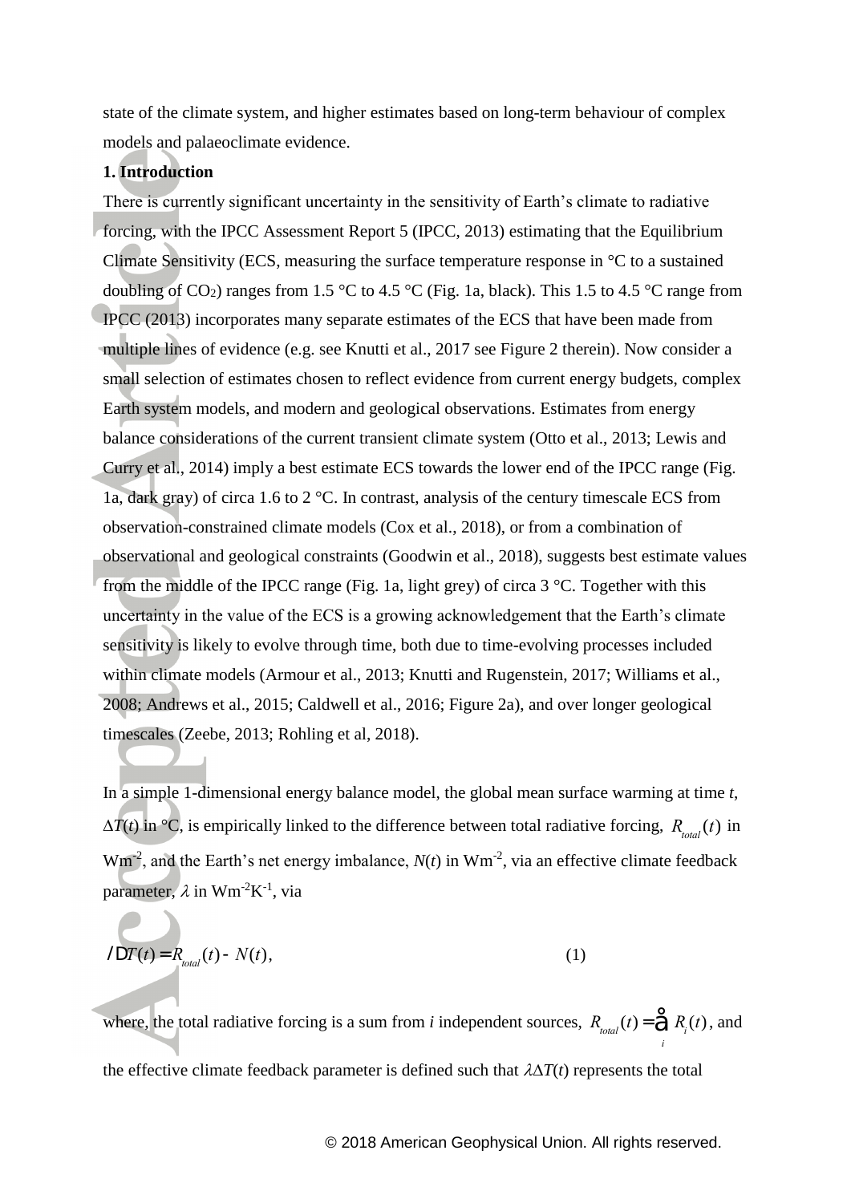state of the climate system, and higher estimates based on long-term behaviour of complex models and palaeoclimate evidence.

## 1. Introduction

There is currently significant uncertainty in the sensitivity of Earth's climate to radiative forcing, with the IPCC Assessment Report 5 (IPCC, 2013) estimating that the Equilibrium Climate Sensitivity (ECS, measuring the surface temperature response in °C to a sustained doubling of $CO_2$) ranges from 1.5 °C to 4.5 °C (Fig. 1a, black). This 1.5 to 4.5 °C range from IPCC (2013) incorporates many separate estimates of the ECS that have been made from multiple lines of evidence (e.g. see Knutti et al., 2017 see Figure 2 therein). Now consider a small selection of estimates chosen to reflect evidence from current energy budgets, complex Earth system models, and modern and geological observations. Estimates from energy balance considerations of the current transient climate system (Otto et al., 2013; Lewis and Curry et al., 2014) imply a best estimate ECS towards the lower end of the IPCC range (Fig. 1a, dark gray) of circa 1.6 to 2 °C. In contrast, analysis of the century timescale ECS from observation-constrained climate models (Cox et al., 2018), or from a combination of observational and geological constraints (Goodwin et al., 2018), suggests best estimate values from the middle of the IPCC range (Fig. 1a, light grey) of circa 3 °C. Together with this uncertainty in the value of the ECS is a growing acknowledgement that the Earth's climate sensitivity is likely to evolve through time, both due to time-evolving processes included within climate models (Armour et al., 2013; Knutti and Rugenstein, 2017; Williams et al., 2008; Andrews et al., 2015; Caldwell et al., 2016; Figure 2a), and over longer geological timescales (Zeebe, 2013; Rohling et al, 2018).

In a simple 1-dimensional energy balance model, the global mean surface warming at time $t$, $\Delta T(t)$ in °C, is empirically linked to the difference between total radiative forcing, $R_{total}(t)$ in $Wm^{-2}$, and the Earth's net energy imbalance, $N(t)$ in $Wm^{-2}$, via an effective climate feedback parameter, $\lambda$ in $Wm^{-2}K^{-1}$, via

$$\lambda \Delta T(t) = R_{total}(t) - N(t), \tag{1}$$

where, the total radiative forcing is a sum from $i$ independent sources, $R_{total}(t) = \sum_i R_i(t)$, and the effective climate feedback parameter is defined such that $\lambda \Delta T(t)$ represents the total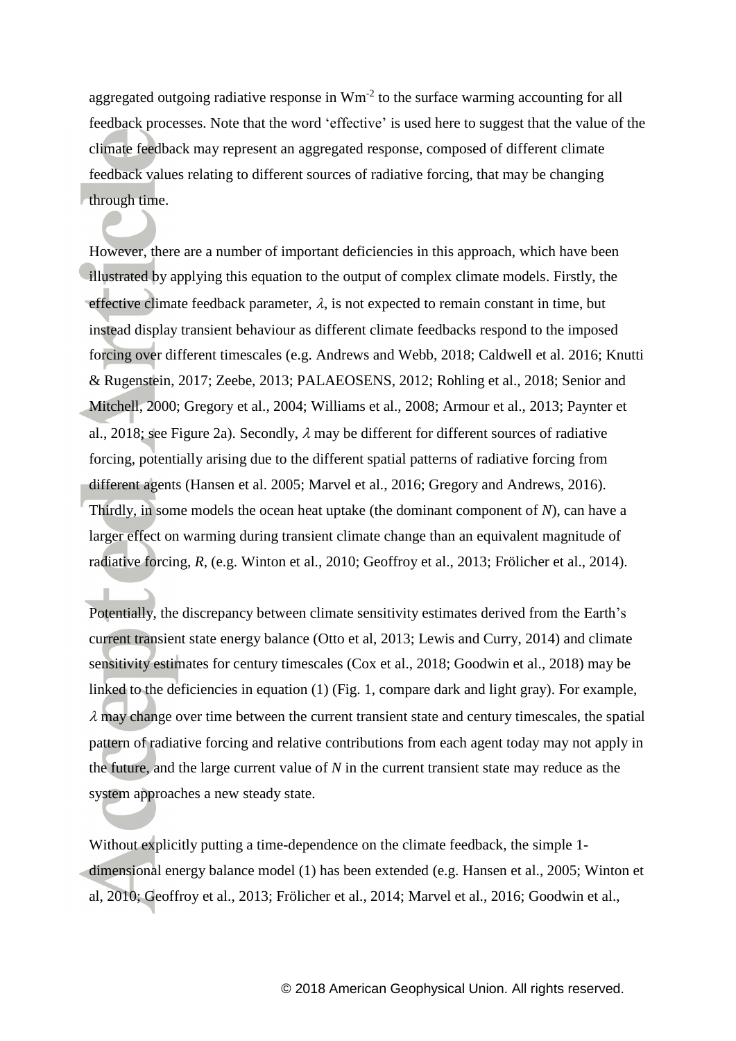aggregated outgoing radiative response in $Wm^{-2}$ to the surface warming accounting for all feedback processes. Note that the word 'effective' is used here to suggest that the value of the climate feedback may represent an aggregated response, composed of different climate feedback values relating to different sources of radiative forcing, that may be changing through time.

However, there are a number of important deficiencies in this approach, which have been illustrated by applying this equation to the output of complex climate models. Firstly, the effective climate feedback parameter, $\lambda$, is not expected to remain constant in time, but instead display transient behaviour as different climate feedbacks respond to the imposed forcing over different timescales (e.g. Andrews and Webb, 2018; Caldwell et al. 2016; Knutti & Rugenstein, 2017; Zeebe, 2013; PALAEOSENS, 2012; Rohling et al., 2018; Senior and Mitchell, 2000; Gregory et al., 2004; Williams et al., 2008; Armour et al., 2013; Paynter et al., 2018; see Figure 2a). Secondly, $\lambda$ may be different for different sources of radiative forcing, potentially arising due to the different spatial patterns of radiative forcing from different agents (Hansen et al. 2005; Marvel et al., 2016; Gregory and Andrews, 2016). Thirdly, in some models the ocean heat uptake (the dominant component of $N$), can have a larger effect on warming during transient climate change than an equivalent magnitude of radiative forcing, $R$, (e.g. Winton et al., 2010; Geoffroy et al., 2013; Frölicher et al., 2014).

Potentially, the discrepancy between climate sensitivity estimates derived from the Earth's current transient state energy balance (Otto et al, 2013; Lewis and Curry, 2014) and climate sensitivity estimates for century timescales (Cox et al., 2018; Goodwin et al., 2018) may be linked to the deficiencies in equation (1) (Fig. 1, compare dark and light gray). For example, $\lambda$ may change over time between the current transient state and century timescales, the spatial pattern of radiative forcing and relative contributions from each agent today may not apply in the future, and the large current value of $N$ in the current transient state may reduce as the system approaches a new steady state.

Without explicitly putting a time-dependence on the climate feedback, the simple 1-dimensional energy balance model (1) has been extended (e.g. Hansen et al., 2005; Winton et al, 2010; Geoffroy et al., 2013; Frölicher et al., 2014; Marvel et al., 2016; Goodwin et al.,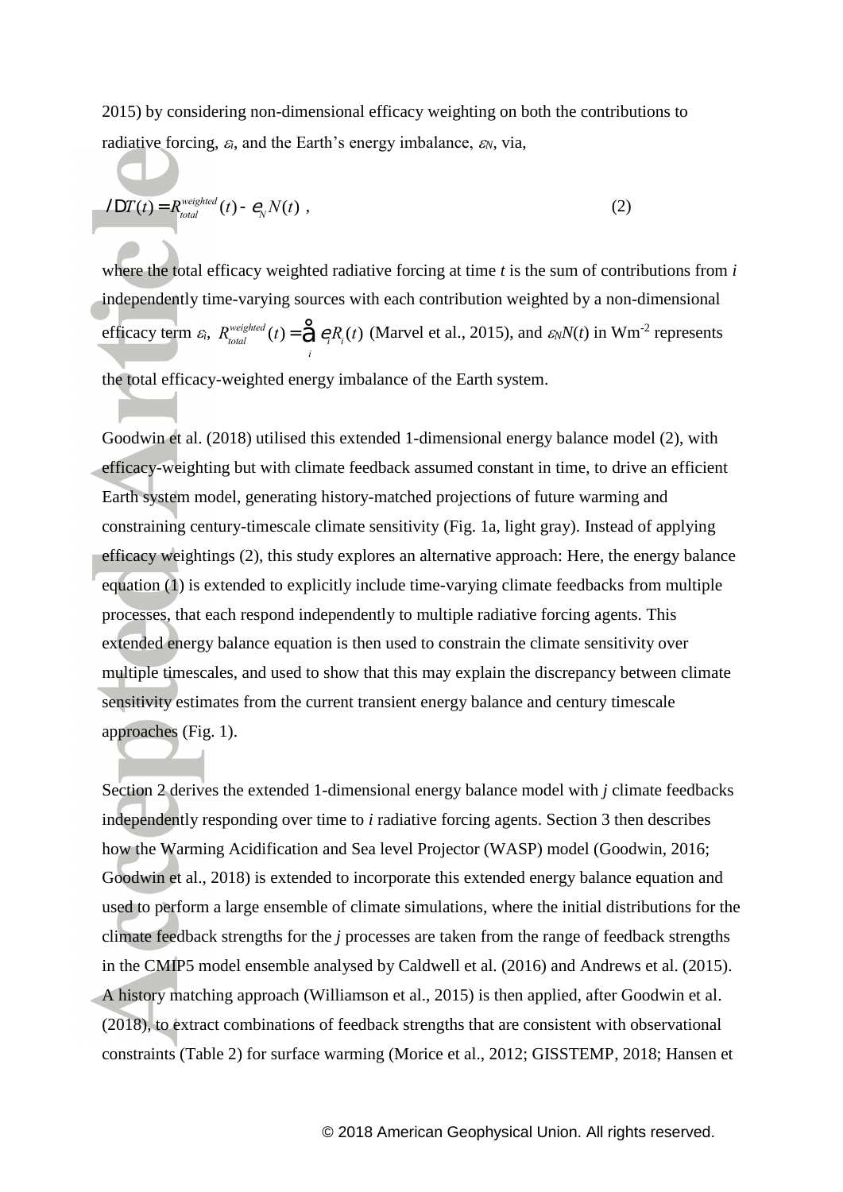2015) by considering non-dimensional efficacy weighting on both the contributions to radiative forcing, $\varepsilon_i$, and the Earth's energy imbalance, $\varepsilon_N$, via,

$$\lambda \Delta T(t) = R_{total}^{weighted}(t) - \varepsilon_N N(t) \ , \qquad (2)$$

where the total efficacy weighted radiative forcing at time *t* is the sum of contributions from *i* independently time-varying sources with each contribution weighted by a non-dimensional efficacy term $\varepsilon_i$, $R_{total}^{weighted}(t) = \sum_i \varepsilon_i R_i(t)$ (Marvel et al., 2015), and $\varepsilon_N N(t)$ in $Wm^{-2}$ represents the total efficacy-weighted energy imbalance of the Earth system.

Goodwin et al. (2018) utilised this extended 1-dimensional energy balance model (2), with efficacy-weighting but with climate feedback assumed constant in time, to drive an efficient Earth system model, generating history-matched projections of future warming and constraining century-timescale climate sensitivity (Fig. 1a, light gray). Instead of applying efficacy weightings (2), this study explores an alternative approach: Here, the energy balance equation (1) is extended to explicitly include time-varying climate feedbacks from multiple processes, that each respond independently to multiple radiative forcing agents. This extended energy balance equation is then used to constrain the climate sensitivity over multiple timescales, and used to show that this may explain the discrepancy between climate sensitivity estimates from the current transient energy balance and century timescale approaches (Fig. 1).

Section 2 derives the extended 1-dimensional energy balance model with *j* climate feedbacks independently responding over time to *i* radiative forcing agents. Section 3 then describes how the Warming Acidification and Sea level Projector (WASP) model (Goodwin, 2016; Goodwin et al., 2018) is extended to incorporate this extended energy balance equation and used to perform a large ensemble of climate simulations, where the initial distributions for the climate feedback strengths for the *j* processes are taken from the range of feedback strengths in the CMIP5 model ensemble analysed by Caldwell et al. (2016) and Andrews et al. (2015). A history matching approach (Williamson et al., 2015) is then applied, after Goodwin et al. (2018), to extract combinations of feedback strengths that are consistent with observational constraints (Table 2) for surface warming (Morice et al., 2012; GISSTEMP, 2018; Hansen et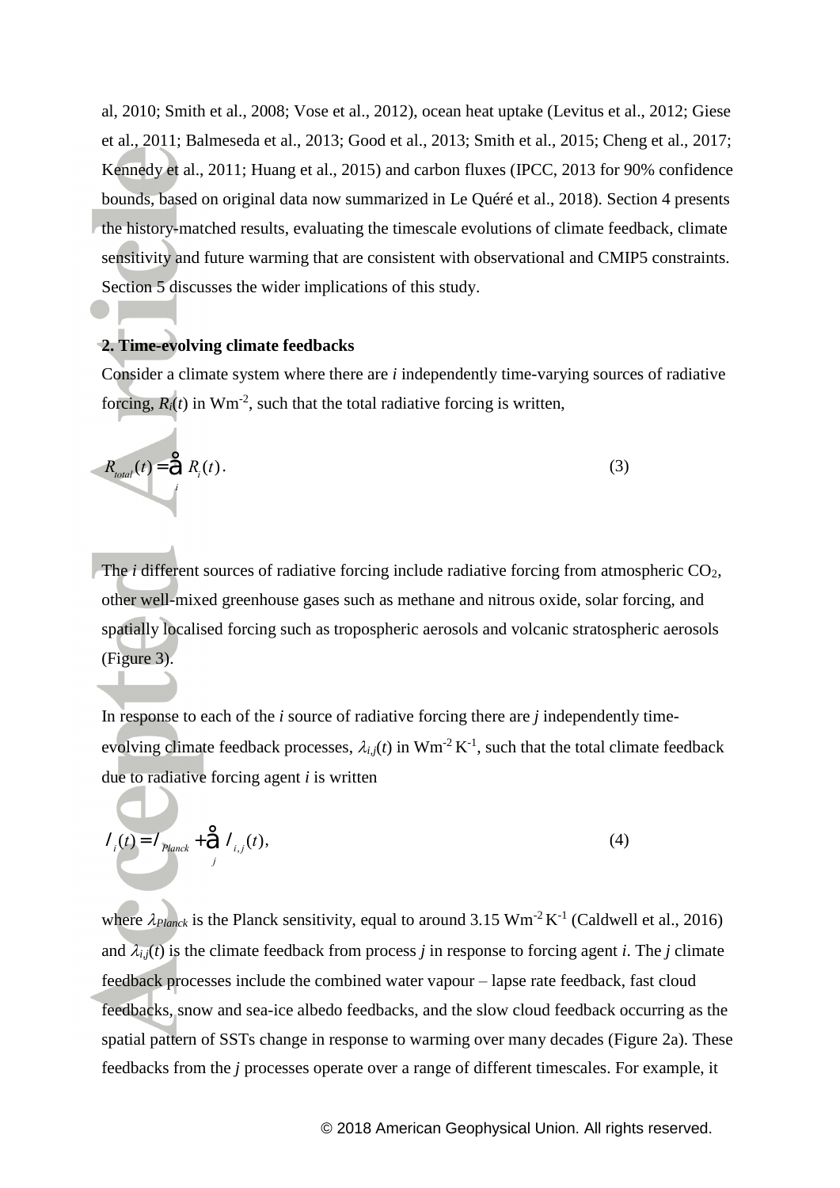al, 2010; Smith et al., 2008; Vose et al., 2012), ocean heat uptake (Levitus et al., 2012; Giese et al., 2011; Balmeseda et al., 2013; Good et al., 2013; Smith et al., 2015; Cheng et al., 2017; Kennedy et al., 2011; Huang et al., 2015) and carbon fluxes (IPCC, 2013 for 90% confidence bounds, based on original data now summarized in Le Quéré et al., 2018). Section 4 presents the history-matched results, evaluating the timescale evolutions of climate feedback, climate sensitivity and future warming that are consistent with observational and CMIP5 constraints. Section 5 discusses the wider implications of this study.

## 2. Time-evolving climate feedbacks

Consider a climate system where there are $i$ independently time-varying sources of radiative forcing, $R_i(t)$ in $Wm^{-2}$, such that the total radiative forcing is written,

$$R_{total}(t) = \sum_i R_i(t). \tag{3}$$

The $i$ different sources of radiative forcing include radiative forcing from atmospheric $CO_2$, other well-mixed greenhouse gases such as methane and nitrous oxide, solar forcing, and spatially localised forcing such as tropospheric aerosols and volcanic stratospheric aerosols (Figure 3).

In response to each of the $i$ source of radiative forcing there are $j$ independently time-evolving climate feedback processes, $\lambda_{i,j}(t)$ in $Wm^{-2}K^{-1}$, such that the total climate feedback due to radiative forcing agent $i$ is written

$$\lambda_i(t) = \lambda_{Planck} + \sum_j \lambda_{i,j}(t), \tag{4}$$

where $\lambda_{Planck}$ is the Planck sensitivity, equal to around 3.15 $Wm^{-2}K^{-1}$ (Caldwell et al., 2016) and $\lambda_{i,j}(t)$ is the climate feedback from process $j$ in response to forcing agent $i$. The $j$ climate feedback processes include the combined water vapour – lapse rate feedback, fast cloud feedbacks, snow and sea-ice albedo feedbacks, and the slow cloud feedback occurring as the spatial pattern of SSTs change in response to warming over many decades (Figure 2a). These feedbacks from the $j$ processes operate over a range of different timescales. For example, it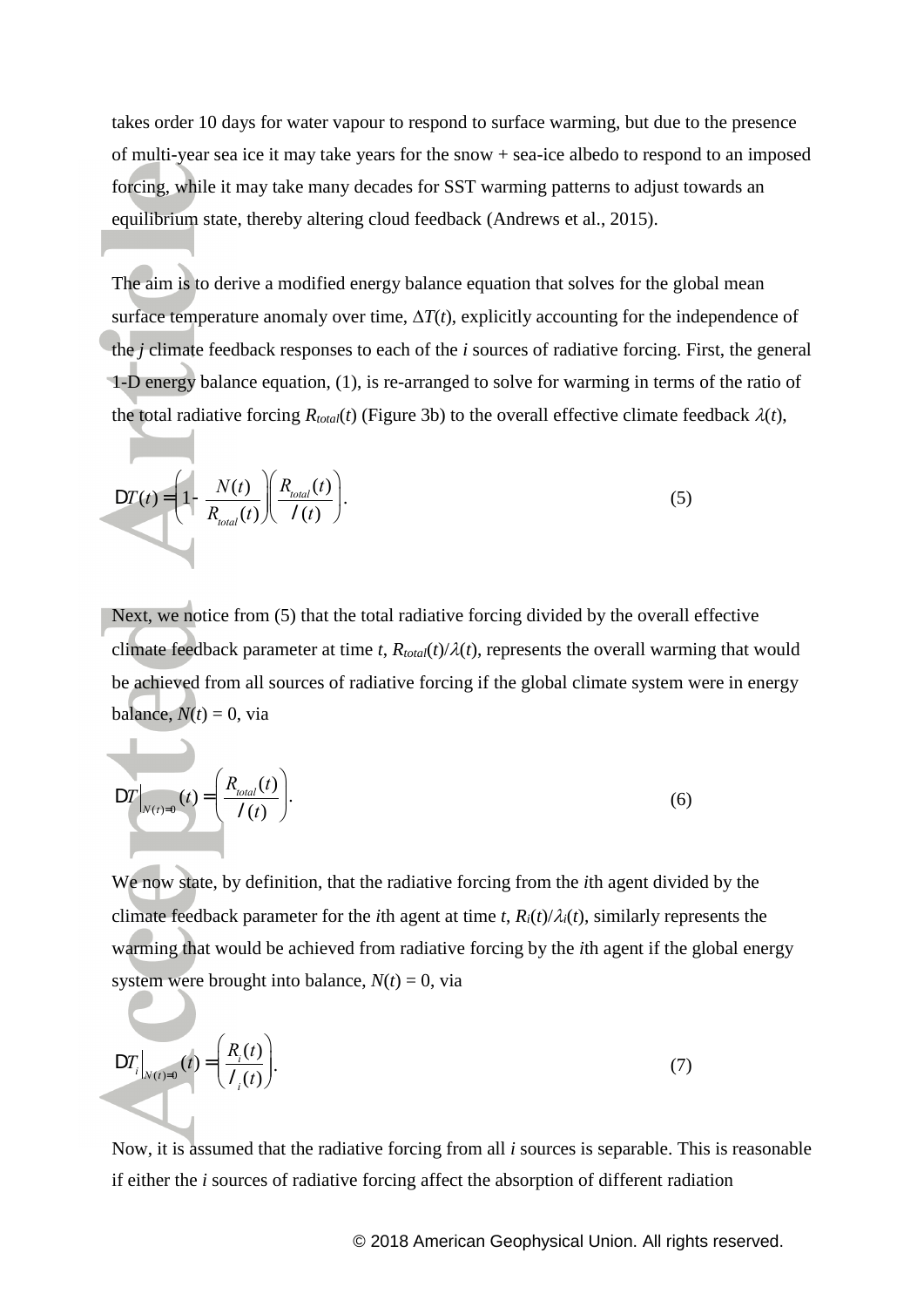takes order 10 days for water vapour to respond to surface warming, but due to the presence of multi-year sea ice it may take years for the snow + sea-ice albedo to respond to an imposed forcing, while it may take many decades for SST warming patterns to adjust towards an equilibrium state, thereby altering cloud feedback (Andrews et al., 2015).

The aim is to derive a modified energy balance equation that solves for the global mean surface temperature anomaly over time, $\Delta T(t)$, explicitly accounting for the independence of the $j$ climate feedback responses to each of the $i$ sources of radiative forcing. First, the general 1-D energy balance equation, (1), is re-arranged to solve for warming in terms of the ratio of the total radiative forcing $R_{total}(t)$ (Figure 3b) to the overall effective climate feedback $\lambda(t)$,

$$\Delta T(t) = \left(1 - \frac{N(t)}{R_{total}(t)}\right)\left(\frac{R_{total}(t)}{\lambda(t)}\right). \tag{5}$$

Next, we notice from (5) that the total radiative forcing divided by the overall effective climate feedback parameter at time $t$, $R_{total}(t)/\lambda(t)$, represents the overall warming that would be achieved from all sources of radiative forcing if the global climate system were in energy balance, $N(t) = 0$, via

$$\Delta T\Big|_{N(t)=0}(t) = \left(\frac{R_{total}(t)}{\lambda(t)}\right). \tag{6}$$

We now state, by definition, that the radiative forcing from the $i$th agent divided by the climate feedback parameter for the $i$th agent at time $t$, $R_i(t)/\lambda_i(t)$, similarly represents the warming that would be achieved from radiative forcing by the $i$th agent if the global energy system were brought into balance, $N(t) = 0$, via

$$\Delta T_i\Big|_{N(t)=0}(t) = \left(\frac{R_i(t)}{\lambda_i(t)}\right). \tag{7}$$

Now, it is assumed that the radiative forcing from all $i$ sources is separable. This is reasonable if either the $i$ sources of radiative forcing affect the absorption of different radiation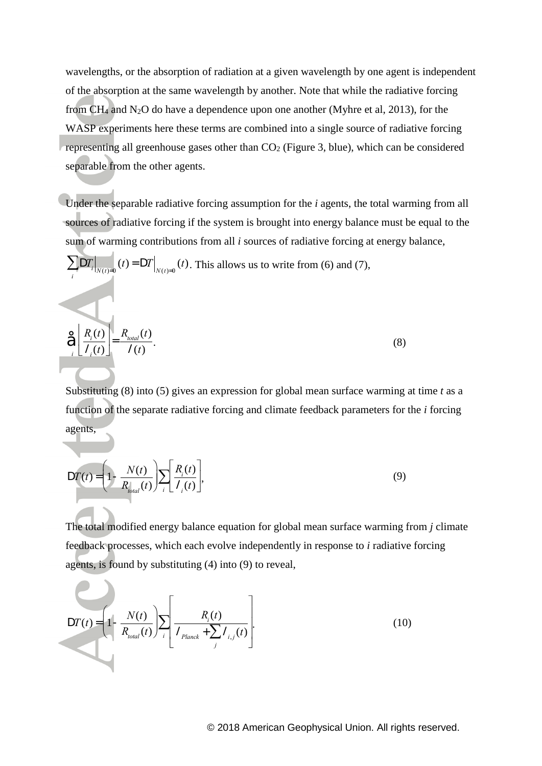wavelengths, or the absorption of radiation at a given wavelength by one agent is independent of the absorption at the same wavelength by another. Note that while the radiative forcing from $CH_4$ and $N_2O$ do have a dependence upon one another (Myhre et al, 2013), for the WASP experiments here these terms are combined into a single source of radiative forcing representing all greenhouse gases other than $CO_2$ (Figure 3, blue), which can be considered separable from the other agents.

Under the separable radiative forcing assumption for the *i* agents, the total warming from all sources of radiative forcing if the system is brought into energy balance must be equal to the sum of warming contributions from all *i* sources of radiative forcing at energy balance, $\sum_i \Delta T_i\big|_{N(t)=0}(t) = \Delta T\big|_{N(t)=0}(t)$. This allows us to write from (6) and (7),

$$\sum_i \left[ \frac{R_i(t)}{\lambda_i(t)} \right] = \frac{R_{total}(t)}{\lambda(t)}. \tag{8}$$

Substituting (8) into (5) gives an expression for global mean surface warming at time *t* as a function of the separate radiative forcing and climate feedback parameters for the *i* forcing agents,

$$\Delta T(t) = \left(1 - \frac{N(t)}{R_{total}(t)}\right) \sum_i \left[ \frac{R_i(t)}{\lambda_i(t)} \right], \tag{9}$$

The total modified energy balance equation for global mean surface warming from *j* climate feedback processes, which each evolve independently in response to *i* radiative forcing agents, is found by substituting (4) into (9) to reveal,

$$\Delta T(t) = \left(1 - \frac{N(t)}{R_{total}(t)}\right) \sum_i \left[ \frac{R_i(t)}{\lambda_{Planck} + \sum_j \lambda_{i,j}(t)} \right]. \tag{10}$$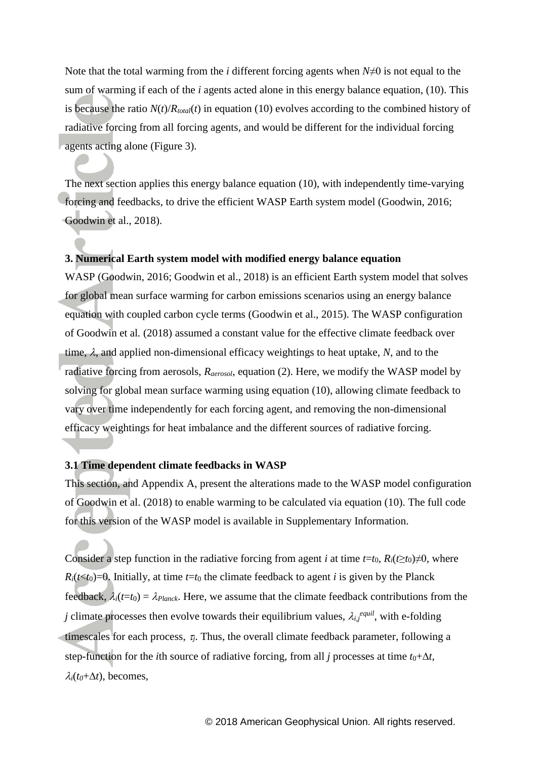Note that the total warming from the $i$ different forcing agents when $N \neq 0$ is not equal to the sum of warming if each of the $i$ agents acted alone in this energy balance equation, (10). This is because the ratio $N(t)/R_{total}(t)$ in equation (10) evolves according to the combined history of radiative forcing from all forcing agents, and would be different for the individual forcing agents acting alone (Figure 3).

The next section applies this energy balance equation (10), with independently time-varying forcing and feedbacks, to drive the efficient WASP Earth system model (Goodwin, 2016; Goodwin et al., 2018).

**3. Numerical Earth system model with modified energy balance equation**

WASP (Goodwin, 2016; Goodwin et al., 2018) is an efficient Earth system model that solves for global mean surface warming for carbon emissions scenarios using an energy balance equation with coupled carbon cycle terms (Goodwin et al., 2015). The WASP configuration of Goodwin et al. (2018) assumed a constant value for the effective climate feedback over time, $\lambda$, and applied non-dimensional efficacy weightings to heat uptake, $N$, and to the radiative forcing from aerosols, $R_{aerosol}$, equation (2). Here, we modify the WASP model by solving for global mean surface warming using equation (10), allowing climate feedback to vary over time independently for each forcing agent, and removing the non-dimensional efficacy weightings for heat imbalance and the different sources of radiative forcing.

**3.1 Time dependent climate feedbacks in WASP**

This section, and Appendix A, present the alterations made to the WASP model configuration of Goodwin et al. (2018) to enable warming to be calculated via equation (10). The full code for this version of the WASP model is available in Supplementary Information.

Consider a step function in the radiative forcing from agent $i$ at time $t=t_0$, $R_i(t \geq t_0) \neq 0$, where $R_i(t<t_0)=0$. Initially, at time $t=t_0$ the climate feedback to agent $i$ is given by the Planck feedback, $\lambda_i(t=t_0) = \lambda_{Planck}$. Here, we assume that the climate feedback contributions from the $j$ climate processes then evolve towards their equilibrium values, $\lambda_{i,j}^{equil}$, with e-folding timescales for each process, $\tau_j$. Thus, the overall climate feedback parameter, following a step-function for the $i$th source of radiative forcing, from all $j$ processes at time $t_0+\Delta t$, $\lambda_i(t_0+\Delta t)$, becomes,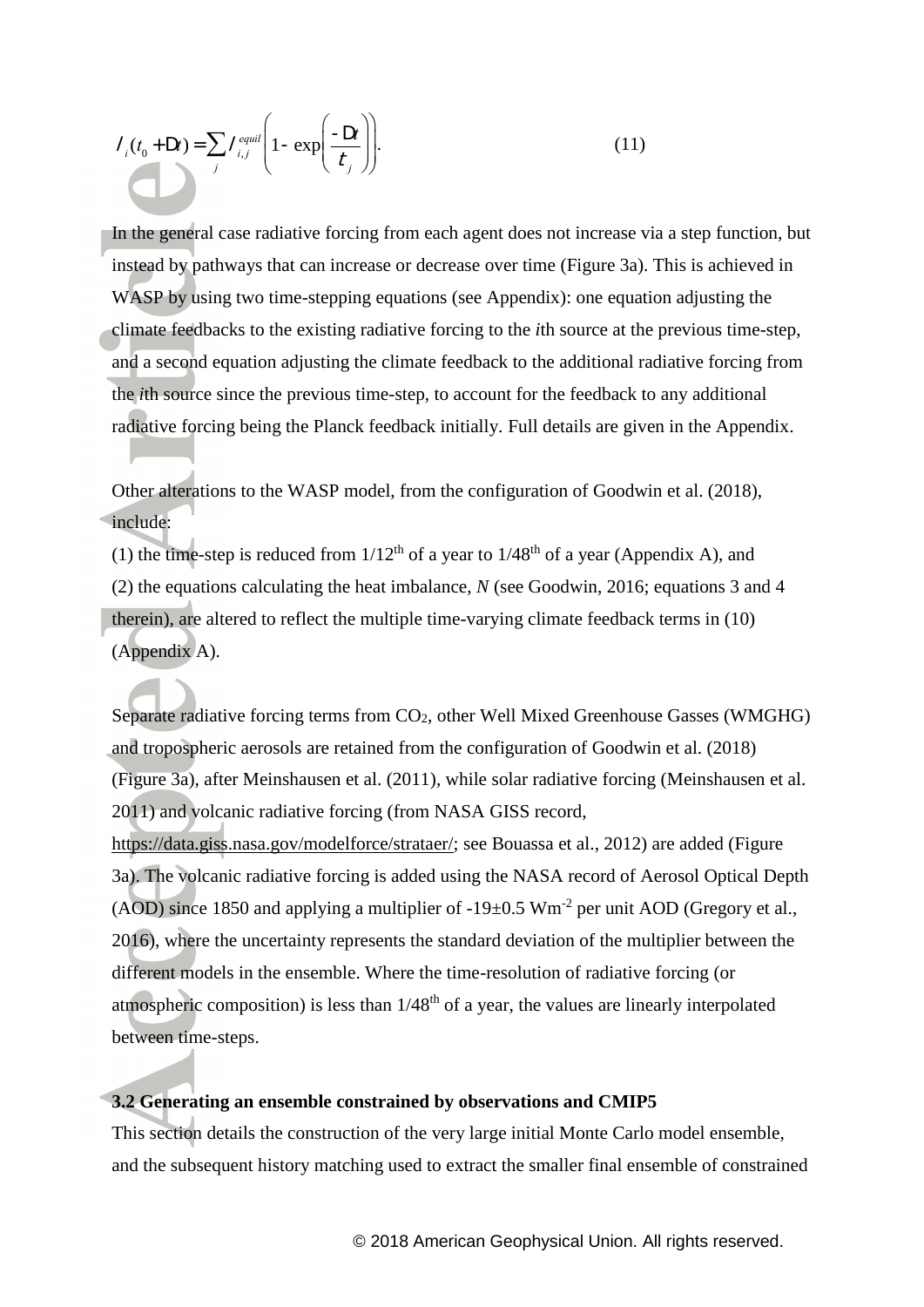$$\lambda_i(t_0 + \Delta t) = \sum_j \lambda_{i,j}^{equil}\left(1 - \exp\left(\frac{-\Delta t}{\tau_j}\right)\right). \qquad (11)$$

In the general case radiative forcing from each agent does not increase via a step function, but instead by pathways that can increase or decrease over time (Figure 3a). This is achieved in WASP by using two time-stepping equations (see Appendix): one equation adjusting the climate feedbacks to the existing radiative forcing to the *i*th source at the previous time-step, and a second equation adjusting the climate feedback to the additional radiative forcing from the *i*th source since the previous time-step, to account for the feedback to any additional radiative forcing being the Planck feedback initially. Full details are given in the Appendix.

Other alterations to the WASP model, from the configuration of Goodwin et al. (2018), include:

(1) the time-step is reduced from 1/12th of a year to 1/48th of a year (Appendix A), and

(2) the equations calculating the heat imbalance, $N$ (see Goodwin, 2016; equations 3 and 4 therein), are altered to reflect the multiple time-varying climate feedback terms in (10) (Appendix A).

Separate radiative forcing terms from $CO_2$, other Well Mixed Greenhouse Gasses (WMGHG) and tropospheric aerosols are retained from the configuration of Goodwin et al. (2018) (Figure 3a), after Meinshausen et al. (2011), while solar radiative forcing (Meinshausen et al. 2011) and volcanic radiative forcing (from NASA GISS record, https://data.giss.nasa.gov/modelforce/strataer/; see Bouassa et al., 2012) are added (Figure 3a). The volcanic radiative forcing is added using the NASA record of Aerosol Optical Depth (AOD) since 1850 and applying a multiplier of $-19\pm0.5$ $Wm^{-2}$ per unit AOD (Gregory et al., 2016), where the uncertainty represents the standard deviation of the multiplier between the different models in the ensemble. Where the time-resolution of radiative forcing (or atmospheric composition) is less than 1/48th of a year, the values are linearly interpolated between time-steps.

### 3.2 Generating an ensemble constrained by observations and CMIP5

This section details the construction of the very large initial Monte Carlo model ensemble, and the subsequent history matching used to extract the smaller final ensemble of constrained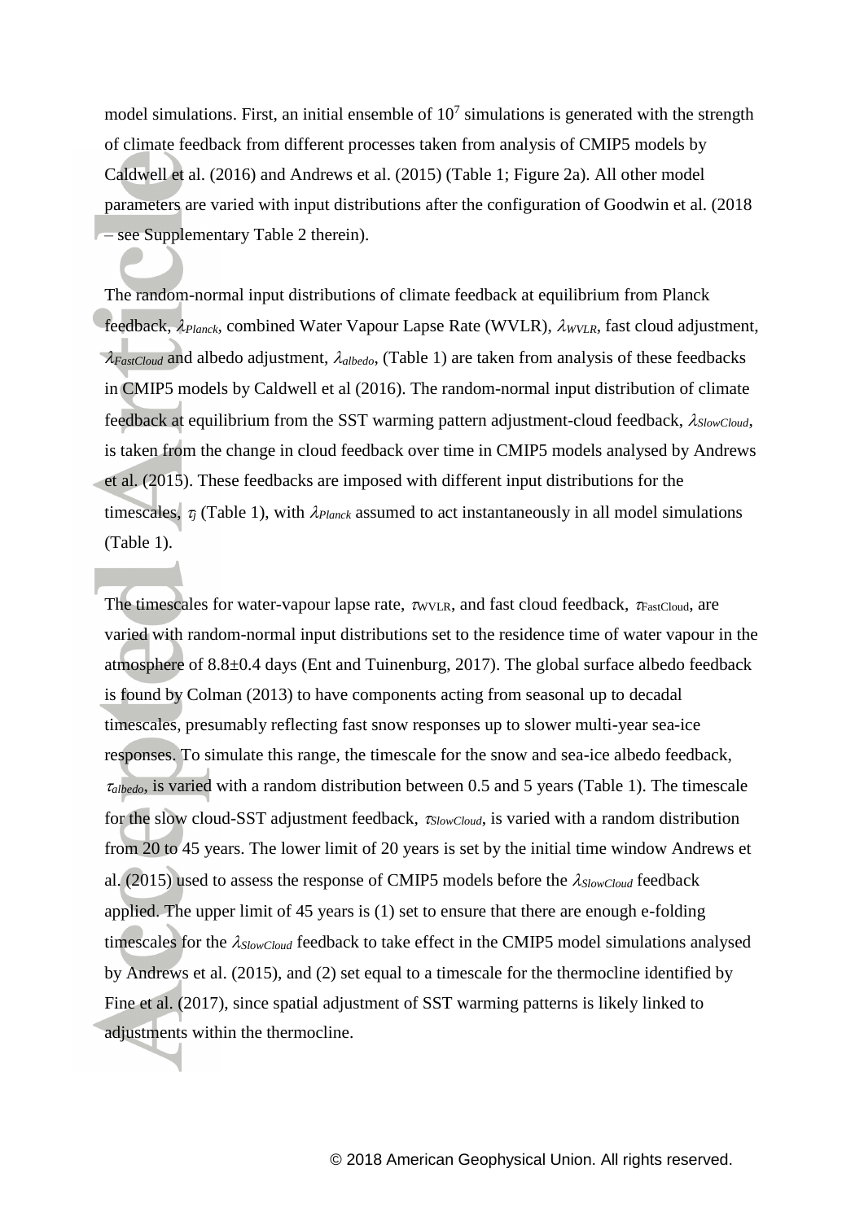model simulations. First, an initial ensemble of $10^7$ simulations is generated with the strength of climate feedback from different processes taken from analysis of CMIP5 models by Caldwell et al. (2016) and Andrews et al. (2015) (Table 1; Figure 2a). All other model parameters are varied with input distributions after the configuration of Goodwin et al. (2018 – see Supplementary Table 2 therein).

The random-normal input distributions of climate feedback at equilibrium from Planck feedback, $\lambda_{Planck}$, combined Water Vapour Lapse Rate (WVLR), $\lambda_{WVLR}$, fast cloud adjustment, $\lambda_{FastCloud}$ and albedo adjustment, $\lambda_{albedo}$, (Table 1) are taken from analysis of these feedbacks in CMIP5 models by Caldwell et al (2016). The random-normal input distribution of climate feedback at equilibrium from the SST warming pattern adjustment-cloud feedback, $\lambda_{SlowCloud}$, is taken from the change in cloud feedback over time in CMIP5 models analysed by Andrews et al. (2015). These feedbacks are imposed with different input distributions for the timescales, $\tau_j$ (Table 1), with $\lambda_{Planck}$ assumed to act instantaneously in all model simulations (Table 1).

The timescales for water-vapour lapse rate, $\tau_{WVLR}$, and fast cloud feedback, $\tau_{FastCloud}$, are varied with random-normal input distributions set to the residence time of water vapour in the atmosphere of 8.8±0.4 days (Ent and Tuinenburg, 2017). The global surface albedo feedback is found by Colman (2013) to have components acting from seasonal up to decadal timescales, presumably reflecting fast snow responses up to slower multi-year sea-ice responses. To simulate this range, the timescale for the snow and sea-ice albedo feedback, $\tau_{albedo}$, is varied with a random distribution between 0.5 and 5 years (Table 1). The timescale for the slow cloud-SST adjustment feedback, $\tau_{SlowCloud}$, is varied with a random distribution from 20 to 45 years. The lower limit of 20 years is set by the initial time window Andrews et al. (2015) used to assess the response of CMIP5 models before the $\lambda_{SlowCloud}$ feedback applied. The upper limit of 45 years is (1) set to ensure that there are enough e-folding timescales for the $\lambda_{SlowCloud}$ feedback to take effect in the CMIP5 model simulations analysed by Andrews et al. (2015), and (2) set equal to a timescale for the thermocline identified by Fine et al. (2017), since spatial adjustment of SST warming patterns is likely linked to adjustments within the thermocline.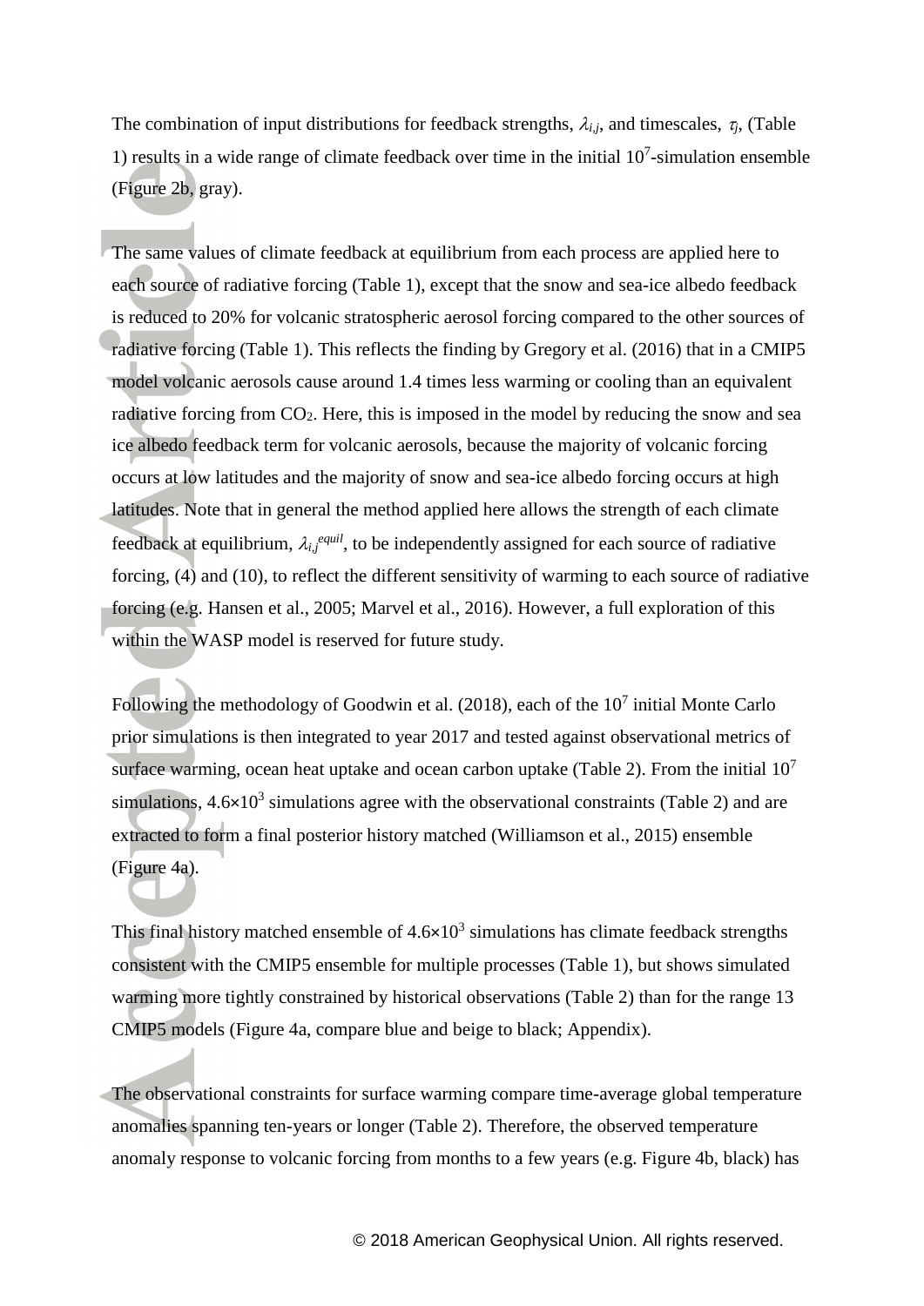The combination of input distributions for feedback strengths, $\lambda_{i,j}$, and timescales, $\tau_j$, (Table 1) results in a wide range of climate feedback over time in the initial $10^7$-simulation ensemble (Figure 2b, gray).

The same values of climate feedback at equilibrium from each process are applied here to each source of radiative forcing (Table 1), except that the snow and sea-ice albedo feedback is reduced to 20% for volcanic stratospheric aerosol forcing compared to the other sources of radiative forcing (Table 1). This reflects the finding by Gregory et al. (2016) that in a CMIP5 model volcanic aerosols cause around 1.4 times less warming or cooling than an equivalent radiative forcing from $CO_2$. Here, this is imposed in the model by reducing the snow and sea ice albedo feedback term for volcanic aerosols, because the majority of volcanic forcing occurs at low latitudes and the majority of snow and sea-ice albedo forcing occurs at high latitudes. Note that in general the method applied here allows the strength of each climate feedback at equilibrium, $\lambda_{i,j}^{equil}$, to be independently assigned for each source of radiative forcing, (4) and (10), to reflect the different sensitivity of warming to each source of radiative forcing (e.g. Hansen et al., 2005; Marvel et al., 2016). However, a full exploration of this within the WASP model is reserved for future study.

Following the methodology of Goodwin et al. (2018), each of the $10^7$ initial Monte Carlo prior simulations is then integrated to year 2017 and tested against observational metrics of surface warming, ocean heat uptake and ocean carbon uptake (Table 2). From the initial $10^7$ simulations, $4.6\times10^3$ simulations agree with the observational constraints (Table 2) and are extracted to form a final posterior history matched (Williamson et al., 2015) ensemble (Figure 4a).

This final history matched ensemble of $4.6\times10^3$ simulations has climate feedback strengths consistent with the CMIP5 ensemble for multiple processes (Table 1), but shows simulated warming more tightly constrained by historical observations (Table 2) than for the range 13 CMIP5 models (Figure 4a, compare blue and beige to black; Appendix).

The observational constraints for surface warming compare time-average global temperature anomalies spanning ten-years or longer (Table 2). Therefore, the observed temperature anomaly response to volcanic forcing from months to a few years (e.g. Figure 4b, black) has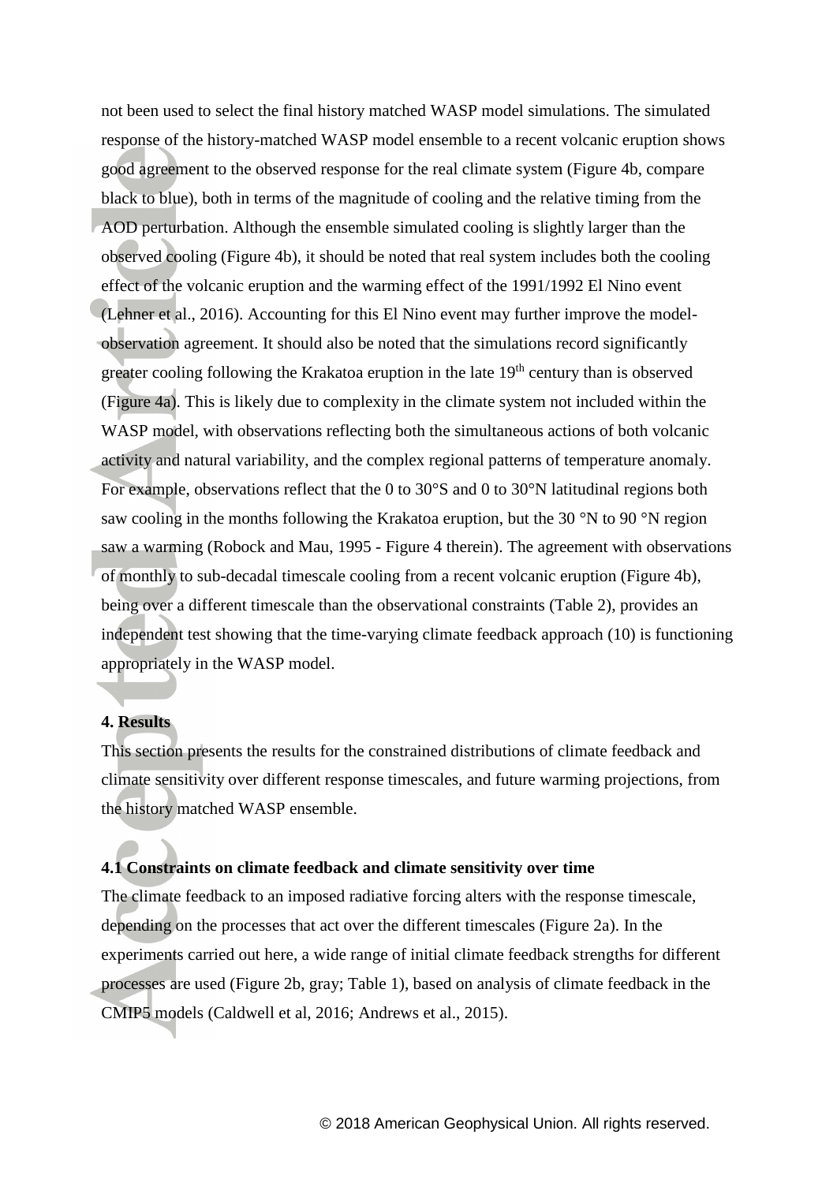not been used to select the final history matched WASP model simulations. The simulated response of the history-matched WASP model ensemble to a recent volcanic eruption shows good agreement to the observed response for the real climate system (Figure 4b, compare black to blue), both in terms of the magnitude of cooling and the relative timing from the AOD perturbation. Although the ensemble simulated cooling is slightly larger than the observed cooling (Figure 4b), it should be noted that real system includes both the cooling effect of the volcanic eruption and the warming effect of the 1991/1992 El Nino event (Lehner et al., 2016). Accounting for this El Nino event may further improve the model-observation agreement. It should also be noted that the simulations record significantly greater cooling following the Krakatoa eruption in the late 19$^{th}$ century than is observed (Figure 4a). This is likely due to complexity in the climate system not included within the WASP model, with observations reflecting both the simultaneous actions of both volcanic activity and natural variability, and the complex regional patterns of temperature anomaly. For example, observations reflect that the 0 to 30°S and 0 to 30°N latitudinal regions both saw cooling in the months following the Krakatoa eruption, but the 30 °N to 90 °N region saw a warming (Robock and Mau, 1995 - Figure 4 therein). The agreement with observations of monthly to sub-decadal timescale cooling from a recent volcanic eruption (Figure 4b), being over a different timescale than the observational constraints (Table 2), provides an independent test showing that the time-varying climate feedback approach (10) is functioning appropriately in the WASP model.

## 4. Results

This section presents the results for the constrained distributions of climate feedback and climate sensitivity over different response timescales, and future warming projections, from the history matched WASP ensemble.

### 4.1 Constraints on climate feedback and climate sensitivity over time

The climate feedback to an imposed radiative forcing alters with the response timescale, depending on the processes that act over the different timescales (Figure 2a). In the experiments carried out here, a wide range of initial climate feedback strengths for different processes are used (Figure 2b, gray; Table 1), based on analysis of climate feedback in the CMIP5 models (Caldwell et al, 2016; Andrews et al., 2015).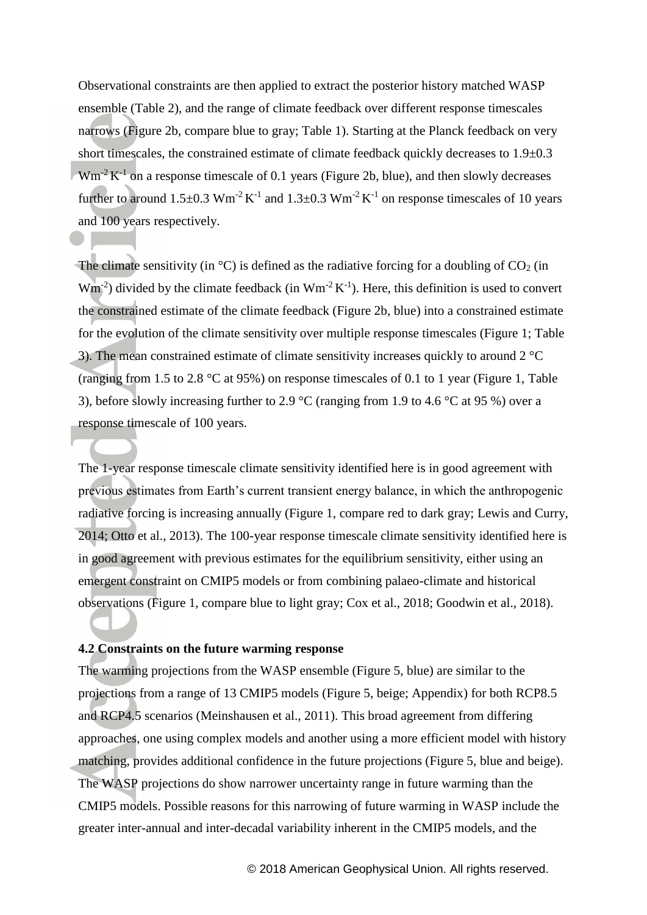Observational constraints are then applied to extract the posterior history matched WASP ensemble (Table 2), and the range of climate feedback over different response timescales narrows (Figure 2b, compare blue to gray; Table 1). Starting at the Planck feedback on very short timescales, the constrained estimate of climate feedback quickly decreases to 1.9±0.3 $Wm^{-2}K^{-1}$ on a response timescale of 0.1 years (Figure 2b, blue), and then slowly decreases further to around 1.5±0.3 $Wm^{-2}K^{-1}$ and 1.3±0.3 $Wm^{-2}K^{-1}$ on response timescales of 10 years and 100 years respectively.

The climate sensitivity (in °C) is defined as the radiative forcing for a doubling of $CO_2$ (in $Wm^{-2}$) divided by the climate feedback (in $Wm^{-2}K^{-1}$). Here, this definition is used to convert the constrained estimate of the climate feedback (Figure 2b, blue) into a constrained estimate for the evolution of the climate sensitivity over multiple response timescales (Figure 1; Table 3). The mean constrained estimate of climate sensitivity increases quickly to around 2 °C (ranging from 1.5 to 2.8 °C at 95%) on response timescales of 0.1 to 1 year (Figure 1, Table 3), before slowly increasing further to 2.9 °C (ranging from 1.9 to 4.6 °C at 95 %) over a response timescale of 100 years.

The 1-year response timescale climate sensitivity identified here is in good agreement with previous estimates from Earth's current transient energy balance, in which the anthropogenic radiative forcing is increasing annually (Figure 1, compare red to dark gray; Lewis and Curry, 2014; Otto et al., 2013). The 100-year response timescale climate sensitivity identified here is in good agreement with previous estimates for the equilibrium sensitivity, either using an emergent constraint on CMIP5 models or from combining palaeo-climate and historical observations (Figure 1, compare blue to light gray; Cox et al., 2018; Goodwin et al., 2018).

### 4.2 Constraints on the future warming response

The warming projections from the WASP ensemble (Figure 5, blue) are similar to the projections from a range of 13 CMIP5 models (Figure 5, beige; Appendix) for both RCP8.5 and RCP4.5 scenarios (Meinshausen et al., 2011). This broad agreement from differing approaches, one using complex models and another using a more efficient model with history matching, provides additional confidence in the future projections (Figure 5, blue and beige). The WASP projections do show narrower uncertainty range in future warming than the CMIP5 models. Possible reasons for this narrowing of future warming in WASP include the greater inter-annual and inter-decadal variability inherent in the CMIP5 models, and the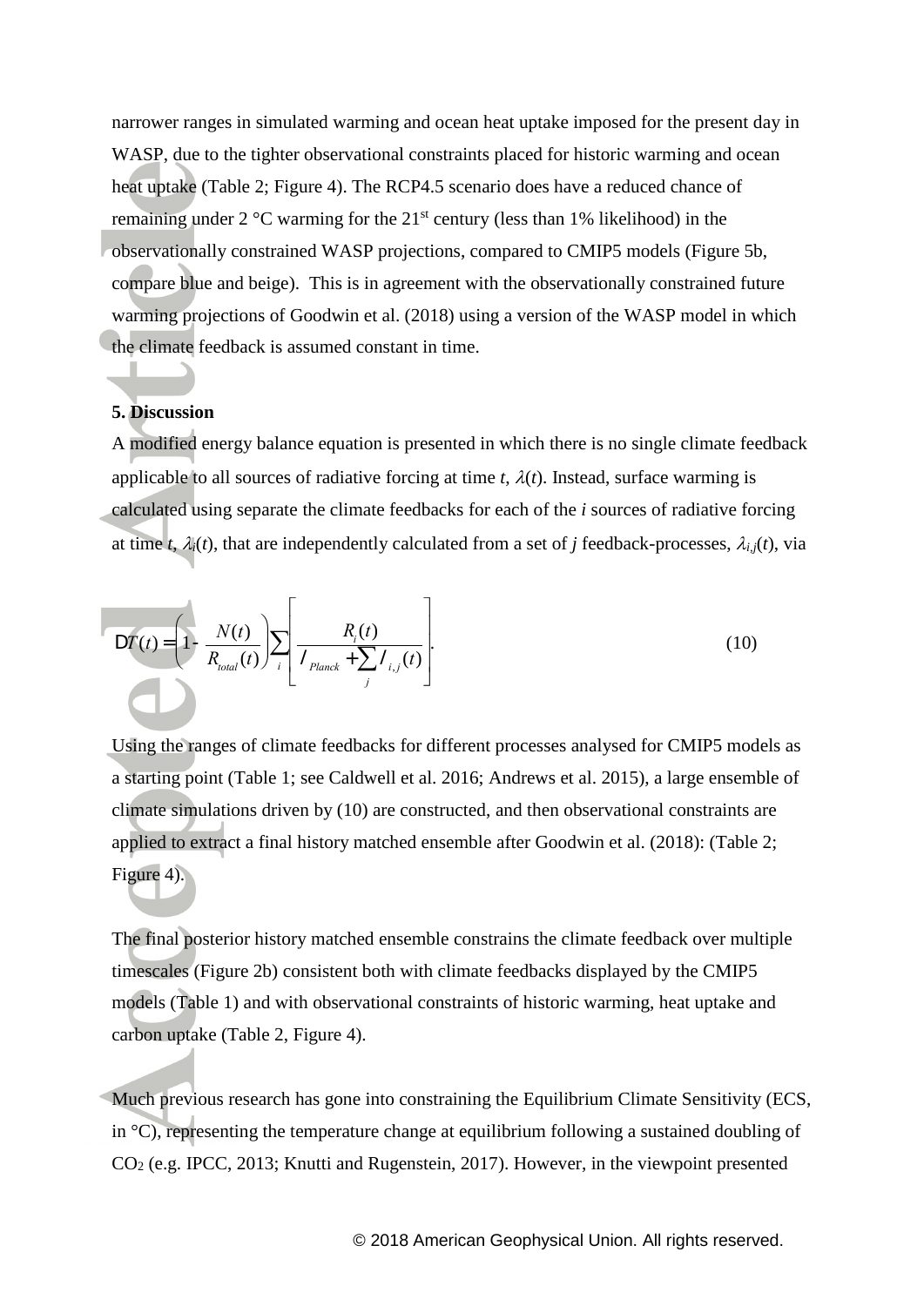narrower ranges in simulated warming and ocean heat uptake imposed for the present day in WASP, due to the tighter observational constraints placed for historic warming and ocean heat uptake (Table 2; Figure 4). The RCP4.5 scenario does have a reduced chance of remaining under 2 °C warming for the 21st century (less than 1% likelihood) in the observationally constrained WASP projections, compared to CMIP5 models (Figure 5b, compare blue and beige). This is in agreement with the observationally constrained future warming projections of Goodwin et al. (2018) using a version of the WASP model in which the climate feedback is assumed constant in time.

## 5. Discussion

A modified energy balance equation is presented in which there is no single climate feedback applicable to all sources of radiative forcing at time $t$, $\lambda(t)$. Instead, surface warming is calculated using separate the climate feedbacks for each of the $i$ sources of radiative forcing at time $t$, $\lambda_i(t)$, that are independently calculated from a set of $j$ feedback-processes, $\lambda_{i,j}(t)$, via

$$\Delta T(t) = \left(1 - \frac{N(t)}{R_{total}(t)}\right) \sum_i \left[ \frac{R_i(t)}{\lambda_{Planck} + \sum_j \lambda_{i,j}(t)} \right]. \tag{10}$$

Using the ranges of climate feedbacks for different processes analysed for CMIP5 models as a starting point (Table 1; see Caldwell et al. 2016; Andrews et al. 2015), a large ensemble of climate simulations driven by (10) are constructed, and then observational constraints are applied to extract a final history matched ensemble after Goodwin et al. (2018): (Table 2; Figure 4).

The final posterior history matched ensemble constrains the climate feedback over multiple timescales (Figure 2b) consistent both with climate feedbacks displayed by the CMIP5 models (Table 1) and with observational constraints of historic warming, heat uptake and carbon uptake (Table 2, Figure 4).

Much previous research has gone into constraining the Equilibrium Climate Sensitivity (ECS, in °C), representing the temperature change at equilibrium following a sustained doubling of $CO_2$ (e.g. IPCC, 2013; Knutti and Rugenstein, 2017). However, in the viewpoint presented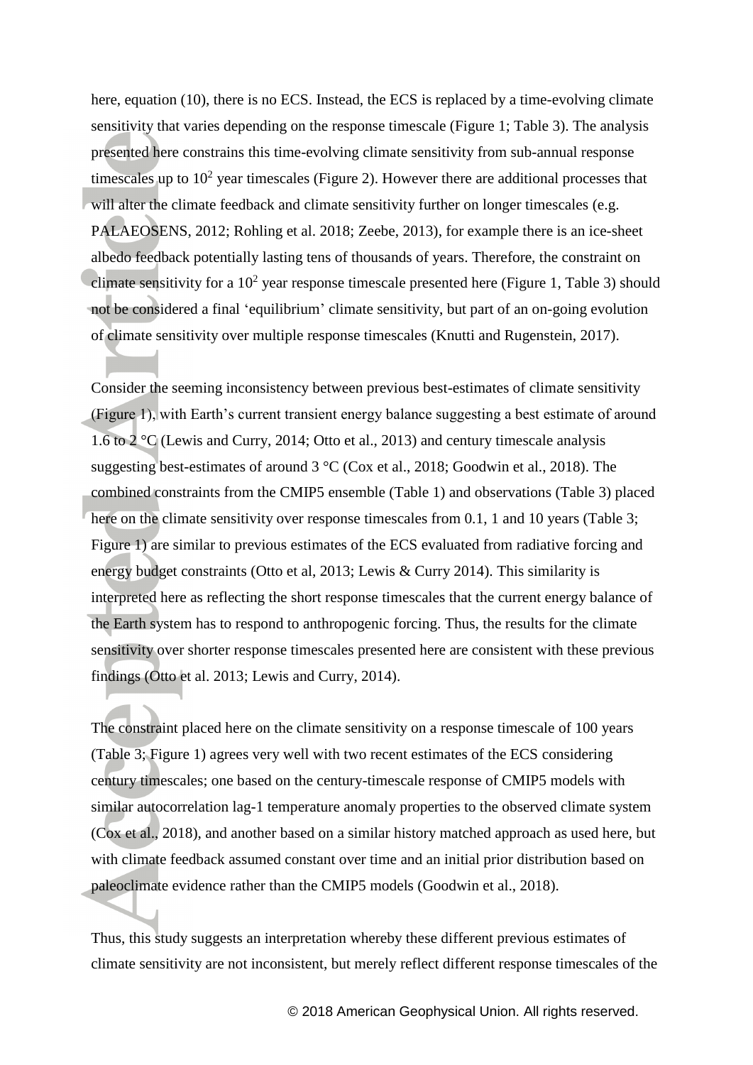here, equation (10), there is no ECS. Instead, the ECS is replaced by a time-evolving climate sensitivity that varies depending on the response timescale (Figure 1; Table 3). The analysis presented here constrains this time-evolving climate sensitivity from sub-annual response timescales up to $10^2$ year timescales (Figure 2). However there are additional processes that will alter the climate feedback and climate sensitivity further on longer timescales (e.g. PALAEOSENS, 2012; Rohling et al. 2018; Zeebe, 2013), for example there is an ice-sheet albedo feedback potentially lasting tens of thousands of years. Therefore, the constraint on climate sensitivity for a $10^2$ year response timescale presented here (Figure 1, Table 3) should not be considered a final 'equilibrium' climate sensitivity, but part of an on-going evolution of climate sensitivity over multiple response timescales (Knutti and Rugenstein, 2017).

Consider the seeming inconsistency between previous best-estimates of climate sensitivity (Figure 1), with Earth's current transient energy balance suggesting a best estimate of around 1.6 to 2 °C (Lewis and Curry, 2014; Otto et al., 2013) and century timescale analysis suggesting best-estimates of around 3 °C (Cox et al., 2018; Goodwin et al., 2018). The combined constraints from the CMIP5 ensemble (Table 1) and observations (Table 3) placed here on the climate sensitivity over response timescales from 0.1, 1 and 10 years (Table 3; Figure 1) are similar to previous estimates of the ECS evaluated from radiative forcing and energy budget constraints (Otto et al, 2013; Lewis & Curry 2014). This similarity is interpreted here as reflecting the short response timescales that the current energy balance of the Earth system has to respond to anthropogenic forcing. Thus, the results for the climate sensitivity over shorter response timescales presented here are consistent with these previous findings (Otto et al. 2013; Lewis and Curry, 2014).

The constraint placed here on the climate sensitivity on a response timescale of 100 years (Table 3; Figure 1) agrees very well with two recent estimates of the ECS considering century timescales; one based on the century-timescale response of CMIP5 models with similar autocorrelation lag-1 temperature anomaly properties to the observed climate system (Cox et al., 2018), and another based on a similar history matched approach as used here, but with climate feedback assumed constant over time and an initial prior distribution based on paleoclimate evidence rather than the CMIP5 models (Goodwin et al., 2018).

Thus, this study suggests an interpretation whereby these different previous estimates of climate sensitivity are not inconsistent, but merely reflect different response timescales of the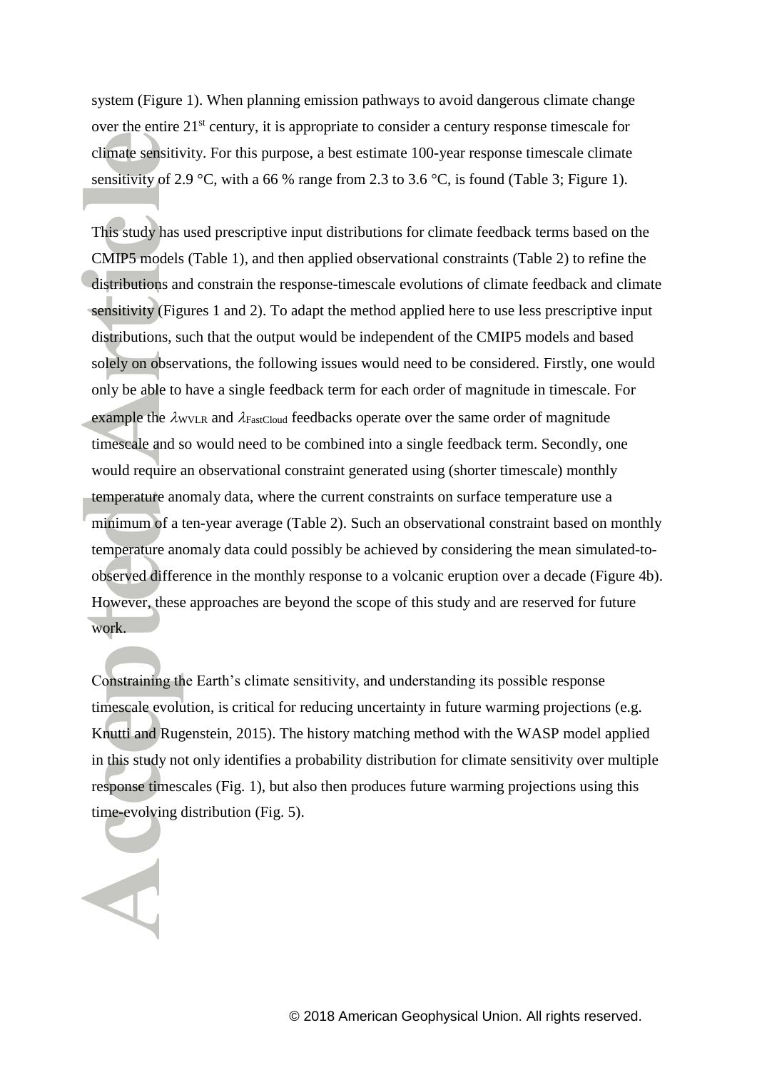system (Figure 1). When planning emission pathways to avoid dangerous climate change over the entire 21$^{st}$ century, it is appropriate to consider a century response timescale for climate sensitivity. For this purpose, a best estimate 100-year response timescale climate sensitivity of 2.9 °C, with a 66 % range from 2.3 to 3.6 °C, is found (Table 3; Figure 1).

This study has used prescriptive input distributions for climate feedback terms based on the CMIP5 models (Table 1), and then applied observational constraints (Table 2) to refine the distributions and constrain the response-timescale evolutions of climate feedback and climate sensitivity (Figures 1 and 2). To adapt the method applied here to use less prescriptive input distributions, such that the output would be independent of the CMIP5 models and based solely on observations, the following issues would need to be considered. Firstly, one would only be able to have a single feedback term for each order of magnitude in timescale. For example the $\lambda_{WVLR}$ and $\lambda_{FastCloud}$ feedbacks operate over the same order of magnitude timescale and so would need to be combined into a single feedback term. Secondly, one would require an observational constraint generated using (shorter timescale) monthly temperature anomaly data, where the current constraints on surface temperature use a minimum of a ten-year average (Table 2). Such an observational constraint based on monthly temperature anomaly data could possibly be achieved by considering the mean simulated-to-observed difference in the monthly response to a volcanic eruption over a decade (Figure 4b). However, these approaches are beyond the scope of this study and are reserved for future work.

Constraining the Earth's climate sensitivity, and understanding its possible response timescale evolution, is critical for reducing uncertainty in future warming projections (e.g. Knutti and Rugenstein, 2015). The history matching method with the WASP model applied in this study not only identifies a probability distribution for climate sensitivity over multiple response timescales (Fig. 1), but also then produces future warming projections using this time-evolving distribution (Fig. 5).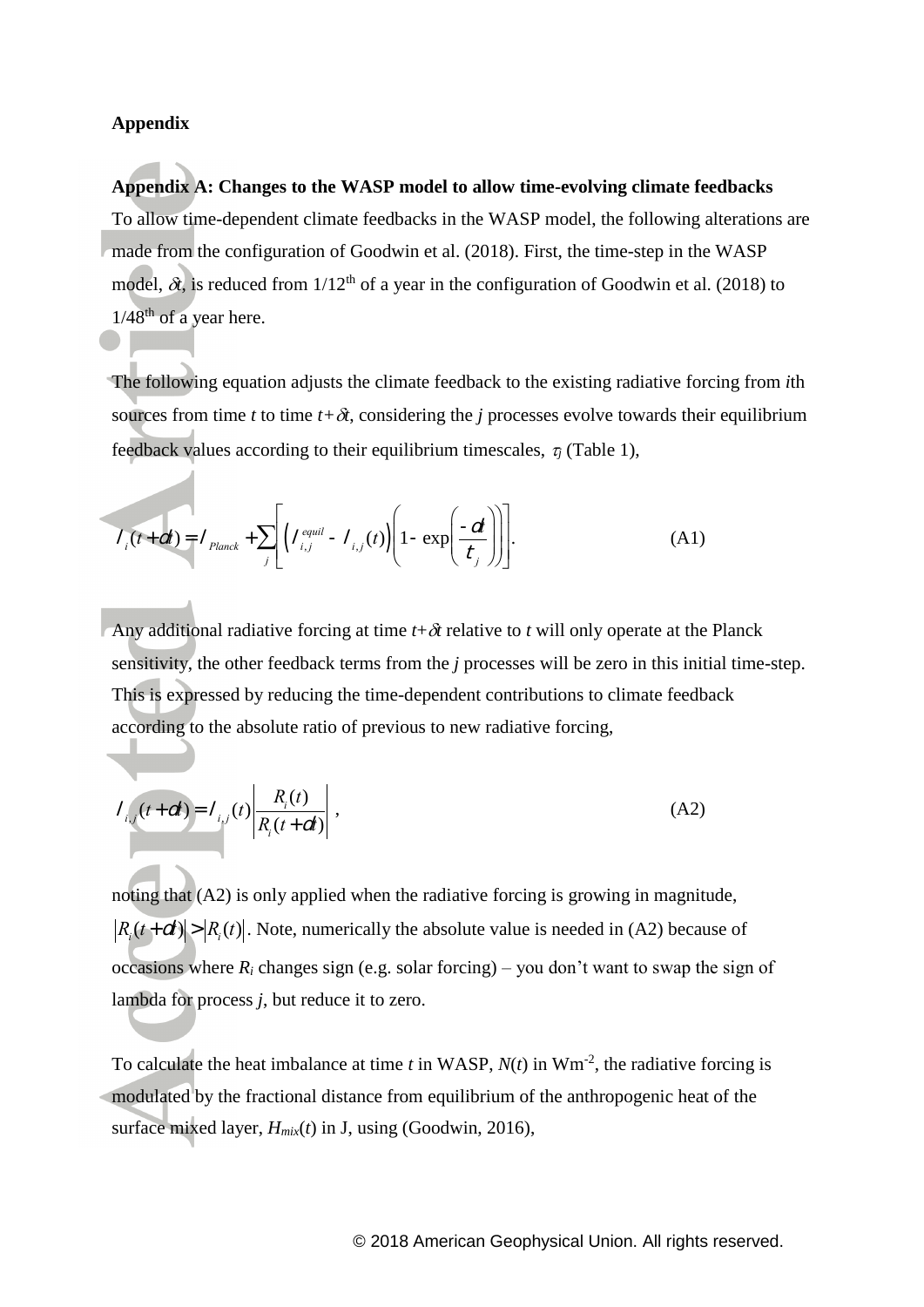**Appendix**

**Appendix A: Changes to the WASP model to allow time-evolving climate feedbacks**

To allow time-dependent climate feedbacks in the WASP model, the following alterations are made from the configuration of Goodwin et al. (2018). First, the time-step in the WASP model, $\delta t$, is reduced from 1/12[th] of a year in the configuration of Goodwin et al. (2018) to 1/48[th] of a year here.

The following equation adjusts the climate feedback to the existing radiative forcing from *i*th sources from time *t* to time $t+\delta t$, considering the *j* processes evolve towards their equilibrium feedback values according to their equilibrium timescales, $\tau_j$ (Table 1),

$$\lambda_i(t+\delta t) = \lambda_{Planck} + \sum_j \left[ \left( \lambda_{i,j}^{equil} - \lambda_{i,j}(t) \right) \left( 1 - \exp\left( \frac{-\delta t}{\tau_j} \right) \right) \right]. \quad \text{(A1)}$$

Any additional radiative forcing at time $t+\delta t$ relative to *t* will only operate at the Planck sensitivity, the other feedback terms from the *j* processes will be zero in this initial time-step. This is expressed by reducing the time-dependent contributions to climate feedback according to the absolute ratio of previous to new radiative forcing,

$$\lambda_{i,j}(t+\delta t) = \lambda_{i,j}(t) \left| \frac{R_i(t)}{R_i(t+\delta t)} \right| , \quad \text{(A2)}$$

noting that (A2) is only applied when the radiative forcing is growing in magnitude, $|R_i(t+\delta t)| > |R_i(t)|$. Note, numerically the absolute value is needed in (A2) because of occasions where $R_i$ changes sign (e.g. solar forcing) – you don't want to swap the sign of lambda for process *j*, but reduce it to zero.

To calculate the heat imbalance at time *t* in WASP, $N(t)$ in $Wm^{-2}$, the radiative forcing is modulated by the fractional distance from equilibrium of the anthropogenic heat of the surface mixed layer, $H_{mix}(t)$ in J, using (Goodwin, 2016),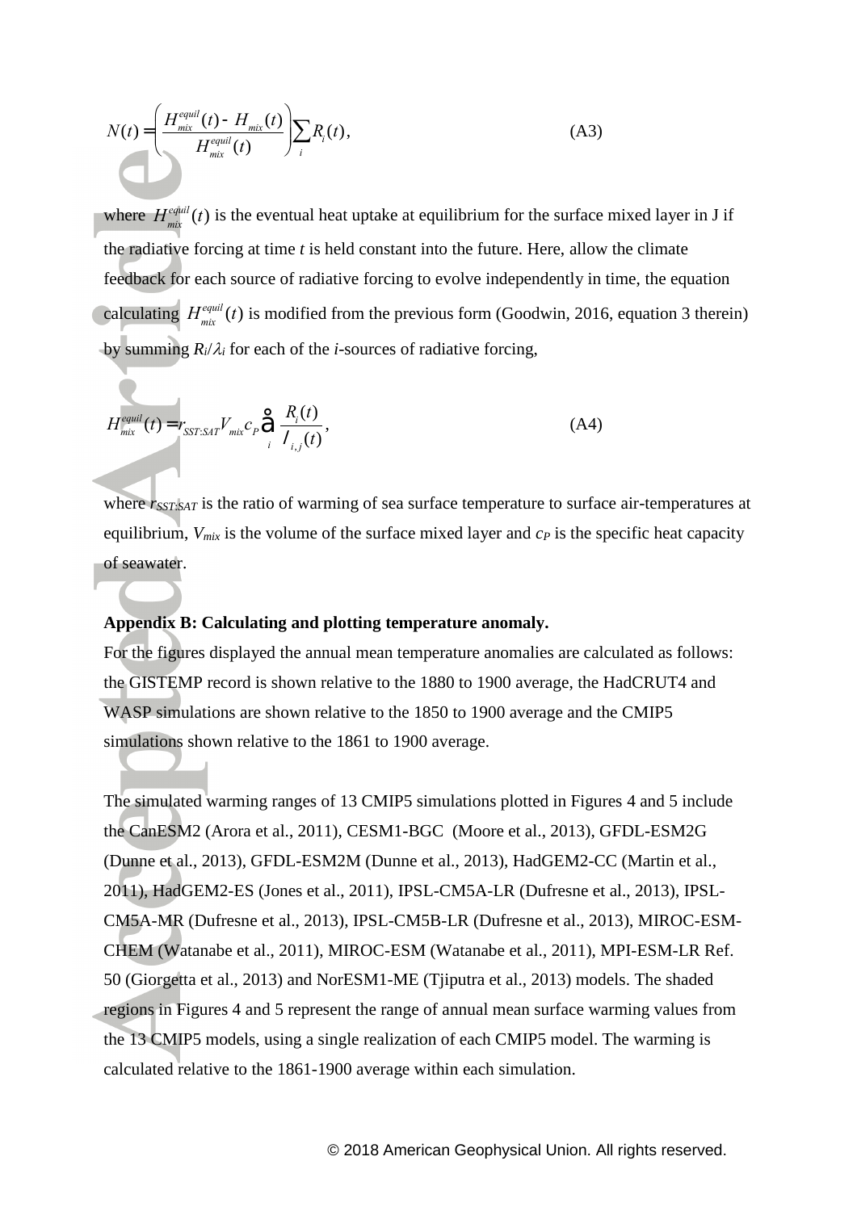$$N(t) = \left( \frac{H_{mix}^{equil}(t) - H_{mix}(t)}{H_{mix}^{equil}(t)} \right) \sum_i R_i(t), \qquad \text{(A3)}$$

where $H_{mix}^{equil}(t)$ is the eventual heat uptake at equilibrium for the surface mixed layer in J if the radiative forcing at time $t$ is held constant into the future. Here, allow the climate feedback for each source of radiative forcing to evolve independently in time, the equation calculating $H_{mix}^{equil}(t)$ is modified from the previous form (Goodwin, 2016, equation 3 therein) by summing $R_i/\lambda_i$ for each of the $i$-sources of radiative forcing,

$$H_{mix}^{equil}(t) = r_{SST:SAT} V_{mix} c_P \sum_i \frac{R_i(t)}{\lambda_{i,j}(t)}, \qquad \text{(A4)}$$

where $r_{SST:SAT}$ is the ratio of warming of sea surface temperature to surface air-temperatures at equilibrium, $V_{mix}$ is the volume of the surface mixed layer and $c_P$ is the specific heat capacity of seawater.

**Appendix B: Calculating and plotting temperature anomaly.**

For the figures displayed the annual mean temperature anomalies are calculated as follows: the GISTEMP record is shown relative to the 1880 to 1900 average, the HadCRUT4 and WASP simulations are shown relative to the 1850 to 1900 average and the CMIP5 simulations shown relative to the 1861 to 1900 average.

The simulated warming ranges of 13 CMIP5 simulations plotted in Figures 4 and 5 include the CanESM2 (Arora et al., 2011), CESM1-BGC (Moore et al., 2013), GFDL-ESM2G (Dunne et al., 2013), GFDL-ESM2M (Dunne et al., 2013), HadGEM2-CC (Martin et al., 2011), HadGEM2-ES (Jones et al., 2011), IPSL-CM5A-LR (Dufresne et al., 2013), IPSL-CM5A-MR (Dufresne et al., 2013), IPSL-CM5B-LR (Dufresne et al., 2013), MIROC-ESM-CHEM (Watanabe et al., 2011), MIROC-ESM (Watanabe et al., 2011), MPI-ESM-LR Ref. 50 (Giorgetta et al., 2013) and NorESM1-ME (Tjiputra et al., 2013) models. The shaded regions in Figures 4 and 5 represent the range of annual mean surface warming values from the 13 CMIP5 models, using a single realization of each CMIP5 model. The warming is calculated relative to the 1861-1900 average within each simulation.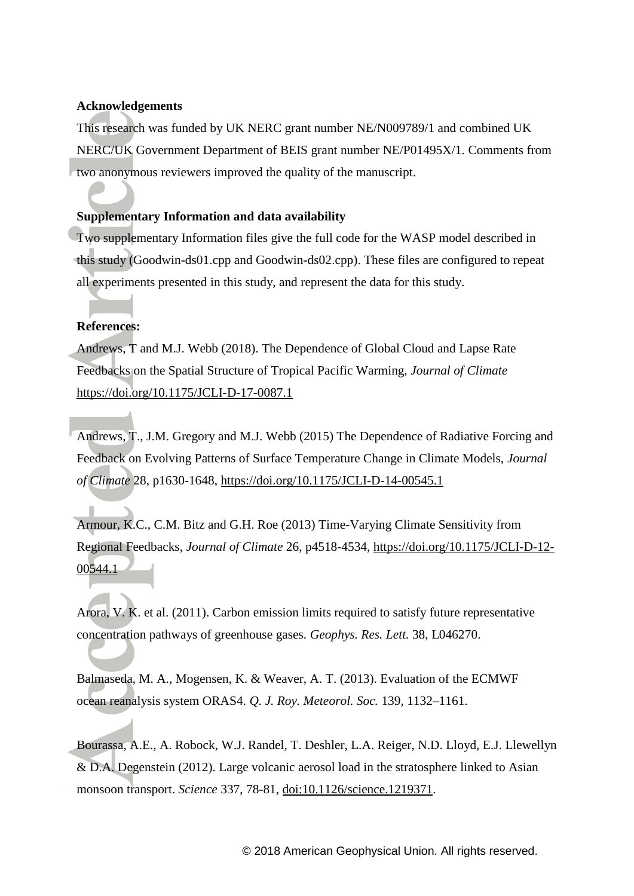**Acknowledgements**

This research was funded by UK NERC grant number NE/N009789/1 and combined UK NERC/UK Government Department of BEIS grant number NE/P01495X/1. Comments from two anonymous reviewers improved the quality of the manuscript.

**Supplementary Information and data availability**

Two supplementary Information files give the full code for the WASP model described in this study (Goodwin-ds01.cpp and Goodwin-ds02.cpp). These files are configured to repeat all experiments presented in this study, and represent the data for this study.

**References:**

Andrews, T and M.J. Webb (2018). The Dependence of Global Cloud and Lapse Rate Feedbacks on the Spatial Structure of Tropical Pacific Warming, *Journal of Climate* https://doi.org/10.1175/JCLI-D-17-0087.1

Andrews, T., J.M. Gregory and M.J. Webb (2015) The Dependence of Radiative Forcing and Feedback on Evolving Patterns of Surface Temperature Change in Climate Models, *Journal of Climate* 28, p1630-1648, https://doi.org/10.1175/JCLI-D-14-00545.1

Armour, K.C., C.M. Bitz and G.H. Roe (2013) Time-Varying Climate Sensitivity from Regional Feedbacks, *Journal of Climate* 26, p4518-4534, https://doi.org/10.1175/JCLI-D-12-00544.1

Arora, V. K. et al. (2011). Carbon emission limits required to satisfy future representative concentration pathways of greenhouse gases. *Geophys. Res. Lett.* 38, L046270.

Balmaseda, M. A., Mogensen, K. & Weaver, A. T. (2013). Evaluation of the ECMWF ocean reanalysis system ORAS4. *Q. J. Roy. Meteorol. Soc.* 139, 1132–1161.

Bourassa, A.E., A. Robock, W.J. Randel, T. Deshler, L.A. Reiger, N.D. Lloyd, E.J. Llewellyn & D.A. Degenstein (2012). Large volcanic aerosol load in the stratosphere linked to Asian monsoon transport. *Science* 337, 78-81, doi:10.1126/science.1219371.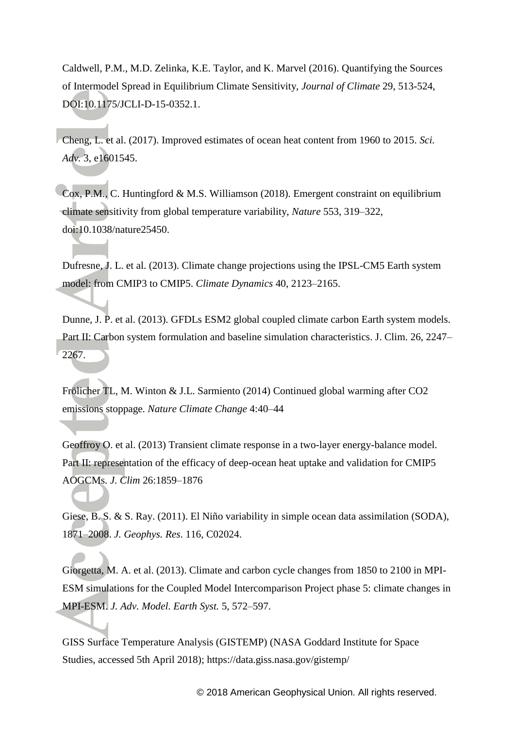Caldwell, P.M., M.D. Zelinka, K.E. Taylor, and K. Marvel (2016). Quantifying the Sources of Intermodel Spread in Equilibrium Climate Sensitivity, *Journal of Climate* 29, 513-524, DOI:10.1175/JCLI-D-15-0352.1.

Cheng, L. et al. (2017). Improved estimates of ocean heat content from 1960 to 2015. *Sci. Adv.* 3, e1601545.

Cox, P.M., C. Huntingford & M.S. Williamson (2018). Emergent constraint on equilibrium climate sensitivity from global temperature variability, *Nature* 553, 319–322, doi:10.1038/nature25450.

Dufresne, J. L. et al. (2013). Climate change projections using the IPSL-CM5 Earth system model: from CMIP3 to CMIP5. *Climate Dynamics* 40, 2123–2165.

Dunne, J. P. et al. (2013). GFDLs ESM2 global coupled climate carbon Earth system models. Part II: Carbon system formulation and baseline simulation characteristics. J. Clim. 26, 2247–2267.

Frölicher TL, M. Winton & J.L. Sarmiento (2014) Continued global warming after CO2 emissions stoppage. *Nature Climate Change* 4:40–44

Geoffroy O. et al. (2013) Transient climate response in a two-layer energy-balance model. Part II: representation of the efficacy of deep-ocean heat uptake and validation for CMIP5 AOGCMs. *J. Clim* 26:1859–1876

Giese, B. S. & S. Ray. (2011). El Niño variability in simple ocean data assimilation (SODA), 1871–2008. *J. Geophys. Res*. 116, C02024.

Giorgetta, M. A. et al. (2013). Climate and carbon cycle changes from 1850 to 2100 in MPI-ESM simulations for the Coupled Model Intercomparison Project phase 5: climate changes in MPI-ESM. *J. Adv. Model. Earth Syst.* 5, 572–597.

GISS Surface Temperature Analysis (GISTEMP) (NASA Goddard Institute for Space Studies, accessed 5th April 2018); https://data.giss.nasa.gov/gistemp/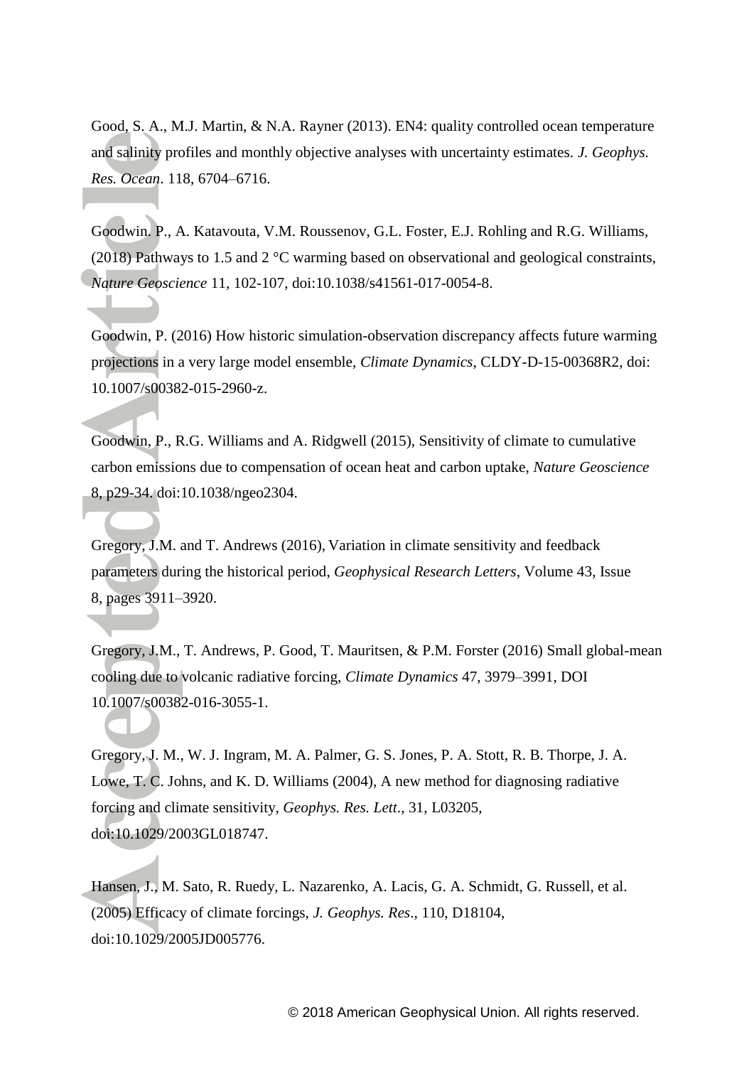Good, S. A., M.J. Martin, & N.A. Rayner (2013). EN4: quality controlled ocean temperature and salinity profiles and monthly objective analyses with uncertainty estimates. *J. Geophys. Res. Ocean*. 118, 6704–6716.

Goodwin. P., A. Katavouta, V.M. Roussenov, G.L. Foster, E.J. Rohling and R.G. Williams, (2018) Pathways to 1.5 and 2 °C warming based on observational and geological constraints, *Nature Geoscience* 11, 102-107, doi:10.1038/s41561-017-0054-8.

Goodwin, P. (2016) How historic simulation-observation discrepancy affects future warming projections in a very large model ensemble, *Climate Dynamics*, CLDY-D-15-00368R2, doi: 10.1007/s00382-015-2960-z.

Goodwin, P., R.G. Williams and A. Ridgwell (2015), Sensitivity of climate to cumulative carbon emissions due to compensation of ocean heat and carbon uptake, *Nature Geoscience* 8, p29-34. doi:10.1038/ngeo2304.

Gregory, J.M. and T. Andrews (2016), Variation in climate sensitivity and feedback parameters during the historical period, *Geophysical Research Letters*, Volume 43, Issue 8, pages 3911–3920.

Gregory, J.M., T. Andrews, P. Good, T. Mauritsen, & P.M. Forster (2016) Small global-mean cooling due to volcanic radiative forcing, *Climate Dynamics* 47, 3979–3991, DOI 10.1007/s00382-016-3055-1.

Gregory, J. M., W. J. Ingram, M. A. Palmer, G. S. Jones, P. A. Stott, R. B. Thorpe, J. A. Lowe, T. C. Johns, and K. D. Williams (2004), A new method for diagnosing radiative forcing and climate sensitivity, *Geophys. Res. Lett*., 31, L03205, doi:10.1029/2003GL018747.

Hansen, J., M. Sato, R. Ruedy, L. Nazarenko, A. Lacis, G. A. Schmidt, G. Russell, et al. (2005) Efficacy of climate forcings, *J. Geophys. Res*., 110, D18104, doi:10.1029/2005JD005776.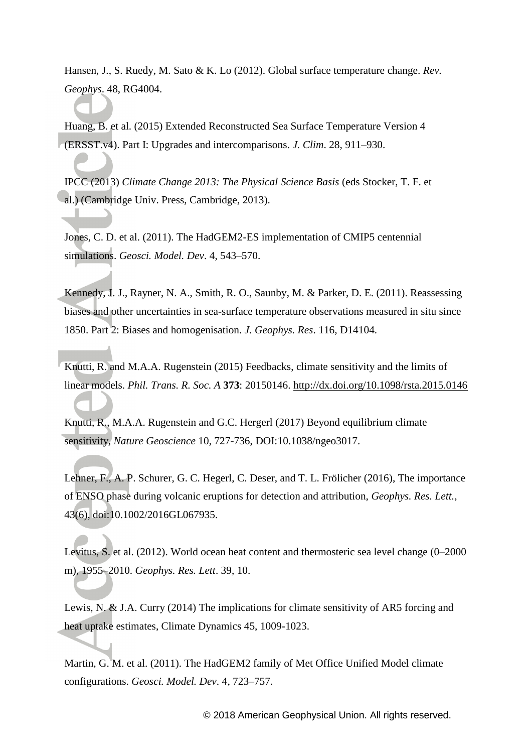Hansen, J., S. Ruedy, M. Sato & K. Lo (2012). Global surface temperature change. *Rev. Geophys*. 48, RG4004.

Huang, B. et al. (2015) Extended Reconstructed Sea Surface Temperature Version 4 (ERSST.v4). Part I: Upgrades and intercomparisons. *J. Clim*. 28, 911–930.

IPCC (2013) *Climate Change 2013: The Physical Science Basis* (eds Stocker, T. F. et al.) (Cambridge Univ. Press, Cambridge, 2013).

Jones, C. D. et al. (2011). The HadGEM2-ES implementation of CMIP5 centennial simulations. *Geosci. Model. Dev*. 4, 543–570.

Kennedy, J. J., Rayner, N. A., Smith, R. O., Saunby, M. & Parker, D. E. (2011). Reassessing biases and other uncertainties in sea-surface temperature observations measured in situ since 1850. Part 2: Biases and homogenisation. *J. Geophys. Res*. 116, D14104.

Knutti, R. and M.A.A. Rugenstein (2015) Feedbacks, climate sensitivity and the limits of linear models. *Phil. Trans. R. Soc. A* **373**: 20150146. http://dx.doi.org/10.1098/rsta.2015.0146

Knutti, R., M.A.A. Rugenstein and G.C. Hergerl (2017) Beyond equilibrium climate sensitivity, *Nature Geoscience* 10, 727-736, DOI:10.1038/ngeo3017.

Lehner, F., A. P. Schurer, G. C. Hegerl, C. Deser, and T. L. Frölicher (2016), The importance of ENSO phase during volcanic eruptions for detection and attribution, *Geophys. Res. Lett.*, 43(6), doi:10.1002/2016GL067935.

Levitus, S. et al. (2012). World ocean heat content and thermosteric sea level change (0–2000 m), 1955–2010. *Geophys. Res. Lett*. 39, 10.

Lewis, N. & J.A. Curry (2014) The implications for climate sensitivity of AR5 forcing and heat uptake estimates, Climate Dynamics 45, 1009-1023.

Martin, G. M. et al. (2011). The HadGEM2 family of Met Office Unified Model climate configurations. *Geosci. Model. Dev*. 4, 723–757.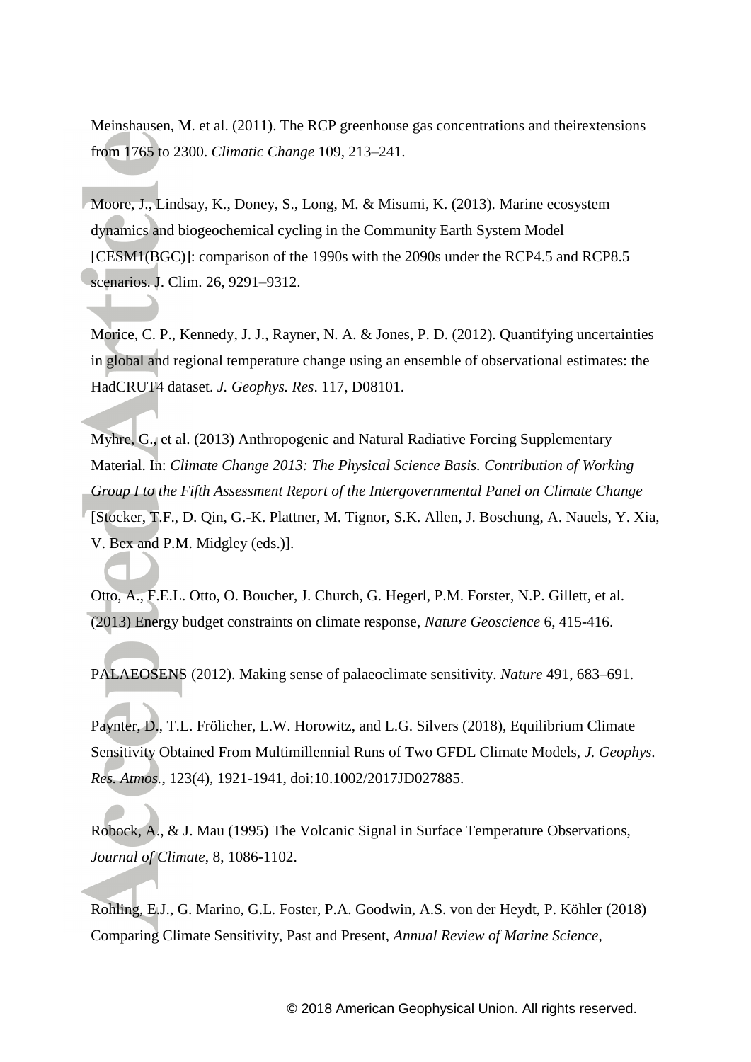Meinshausen, M. et al. (2011). The RCP greenhouse gas concentrations and theirextensions from 1765 to 2300. *Climatic Change* 109, 213–241.

Moore, J., Lindsay, K., Doney, S., Long, M. & Misumi, K. (2013). Marine ecosystem dynamics and biogeochemical cycling in the Community Earth System Model [CESM1(BGC)]: comparison of the 1990s with the 2090s under the RCP4.5 and RCP8.5 scenarios. J. Clim. 26, 9291–9312.

Morice, C. P., Kennedy, J. J., Rayner, N. A. & Jones, P. D. (2012). Quantifying uncertainties in global and regional temperature change using an ensemble of observational estimates: the HadCRUT4 dataset. *J. Geophys. Res*. 117, D08101.

Myhre, G., et al. (2013) Anthropogenic and Natural Radiative Forcing Supplementary Material. In: *Climate Change 2013: The Physical Science Basis. Contribution of Working Group I to the Fifth Assessment Report of the Intergovernmental Panel on Climate Change* [Stocker, T.F., D. Qin, G.-K. Plattner, M. Tignor, S.K. Allen, J. Boschung, A. Nauels, Y. Xia, V. Bex and P.M. Midgley (eds.)].

Otto, A., F.E.L. Otto, O. Boucher, J. Church, G. Hegerl, P.M. Forster, N.P. Gillett, et al. (2013) Energy budget constraints on climate response, *Nature Geoscience* 6, 415-416.

PALAEOSENS (2012). Making sense of palaeoclimate sensitivity. *Nature* 491, 683–691.

Paynter, D., T.L. Frölicher, L.W. Horowitz, and L.G. Silvers (2018), Equilibrium Climate Sensitivity Obtained From Multimillennial Runs of Two GFDL Climate Models, *J. Geophys. Res. Atmos.*, 123(4), 1921-1941, doi:10.1002/2017JD027885.

Robock, A., & J. Mau (1995) The Volcanic Signal in Surface Temperature Observations, *Journal of Climate*, 8, 1086-1102.

Rohling, E.J., G. Marino, G.L. Foster, P.A. Goodwin, A.S. von der Heydt, P. Köhler (2018) Comparing Climate Sensitivity, Past and Present, *Annual Review of Marine Science*,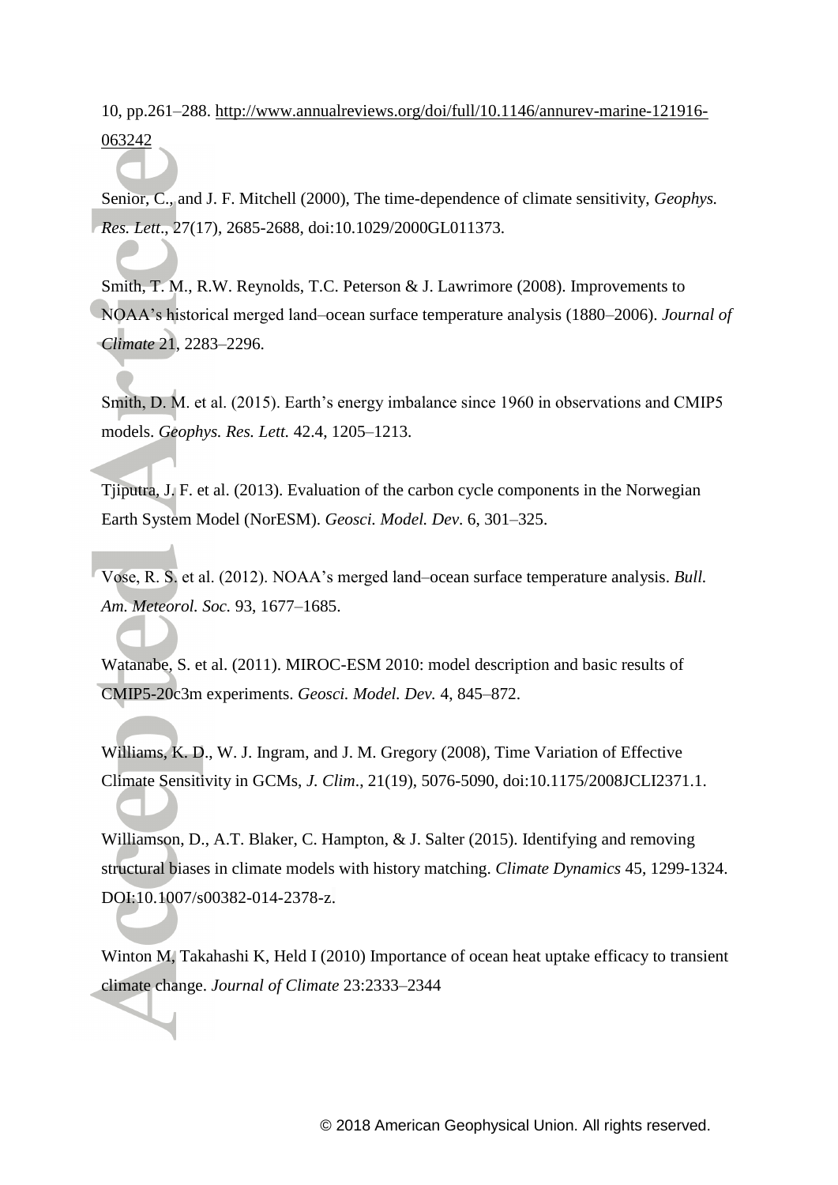10, pp.261–288. http://www.annualreviews.org/doi/full/10.1146/annurev-marine-121916-063242

Senior, C., and J. F. Mitchell (2000), The time-dependence of climate sensitivity, *Geophys. Res. Lett*., 27(17), 2685-2688, doi:10.1029/2000GL011373.

Smith, T. M., R.W. Reynolds, T.C. Peterson & J. Lawrimore (2008). Improvements to NOAA's historical merged land–ocean surface temperature analysis (1880–2006). *Journal of Climate* 21, 2283–2296.

Smith, D. M. et al. (2015). Earth's energy imbalance since 1960 in observations and CMIP5 models. *Geophys. Res. Lett.* 42.4, 1205–1213.

Tjiputra, J. F. et al. (2013). Evaluation of the carbon cycle components in the Norwegian Earth System Model (NorESM). *Geosci. Model. Dev*. 6, 301–325.

Vose, R. S. et al. (2012). NOAA's merged land–ocean surface temperature analysis. *Bull. Am. Meteorol. Soc.* 93, 1677–1685.

Watanabe, S. et al. (2011). MIROC-ESM 2010: model description and basic results of CMIP5-20c3m experiments. *Geosci. Model. Dev.* 4, 845–872.

Williams, K. D., W. J. Ingram, and J. M. Gregory (2008), Time Variation of Effective Climate Sensitivity in GCMs, *J. Clim*., 21(19), 5076-5090, doi:10.1175/2008JCLI2371.1.

Williamson, D., A.T. Blaker, C. Hampton, & J. Salter (2015). Identifying and removing structural biases in climate models with history matching. *Climate Dynamics* 45, 1299-1324. DOI:10.1007/s00382-014-2378-z.

Winton M, Takahashi K, Held I (2010) Importance of ocean heat uptake efficacy to transient climate change. *Journal of Climate* 23:2333–2344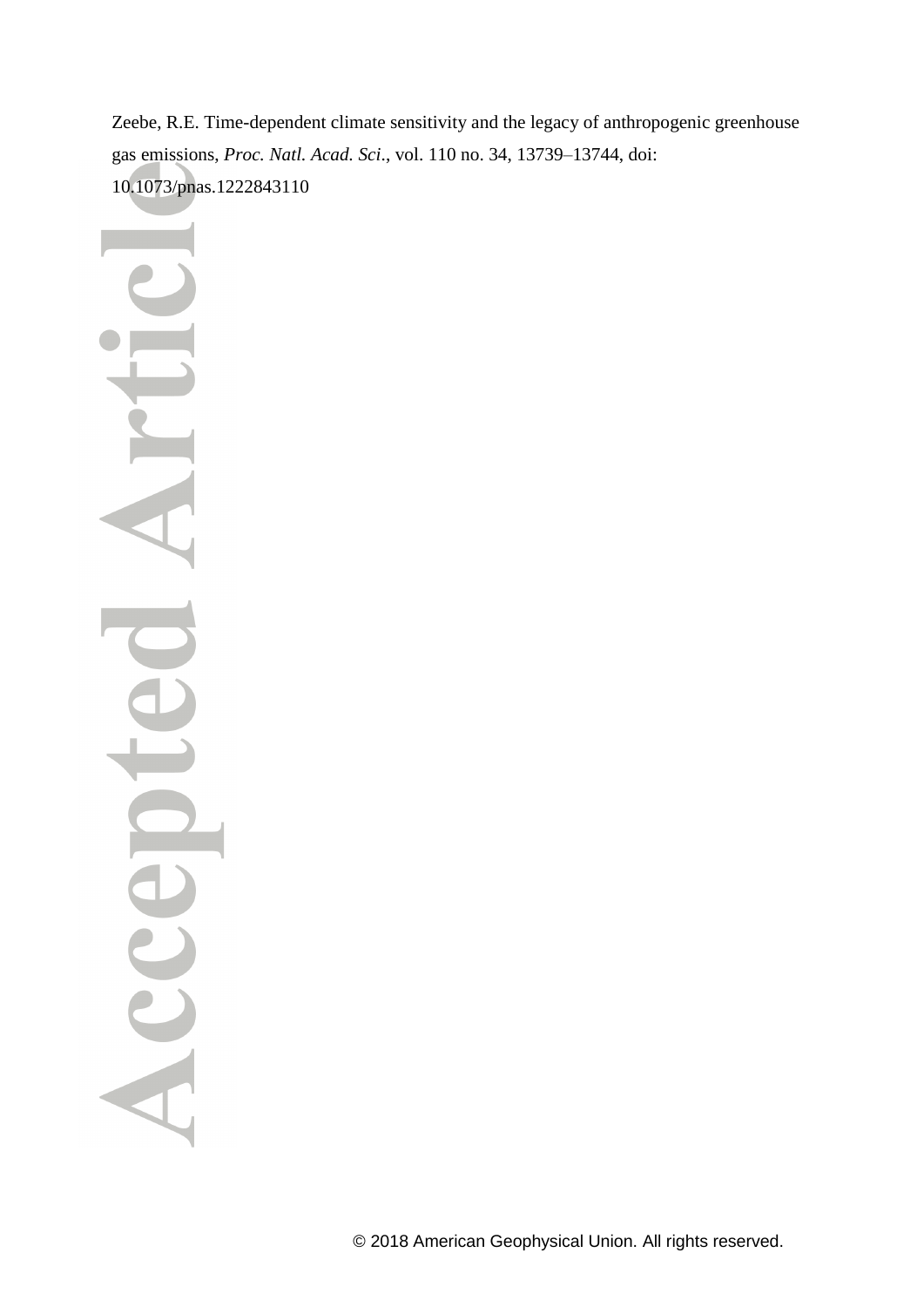Zeebe, R.E. Time-dependent climate sensitivity and the legacy of anthropogenic greenhouse gas emissions, *Proc. Natl. Acad. Sci.*, vol. 110 no. 34, 13739–13744, doi: 10.1073/pnas.1222843110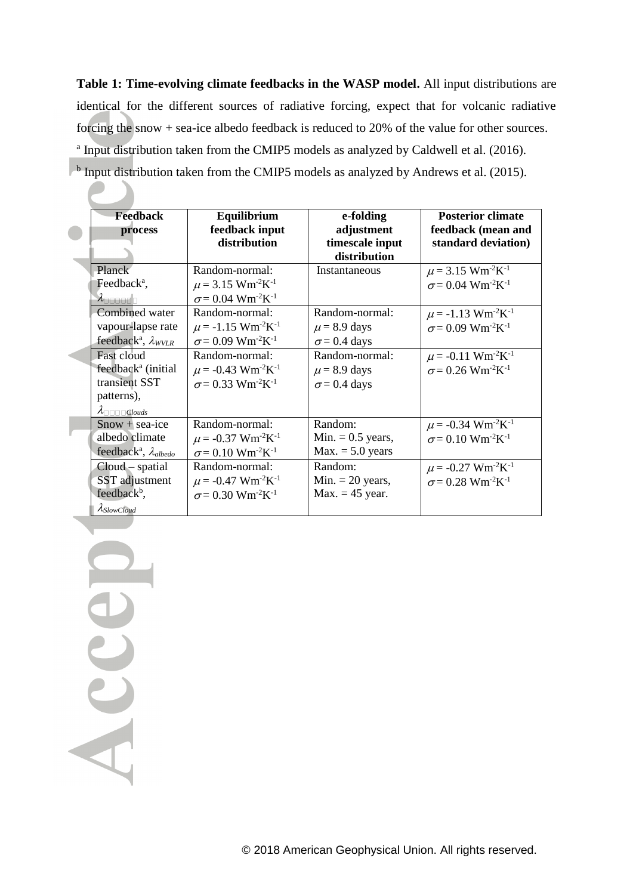**Table 1: Time-evolving climate feedbacks in the WASP model.** All input distributions are identical for the different sources of radiative forcing, expect that for volcanic radiative forcing the snow + sea-ice albedo feedback is reduced to 20% of the value for other sources.

[a] Input distribution taken from the CMIP5 models as analyzed by Caldwell et al. (2016).

[b] Input distribution taken from the CMIP5 models as analyzed by Andrews et al. (2015).

| Feedback process | Equilibrium feedback input distribution | e-folding adjustment timescale input distribution | Posterior climate feedback (mean and standard deviation) |
|---|---|---|---|
| Planck Feedback[a], $\lambda$ | Random-normal: $\mu$ = 3.15 $Wm^{-2}K^{-1}$ $\sigma$ = 0.04 $Wm^{-2}K^{-1}$ | Instantaneous | $\mu$ = 3.15 $Wm^{-2}K^{-1}$ $\sigma$ = 0.04 $Wm^{-2}K^{-1}$ |
| Combined water vapour-lapse rate feedback[a], $\lambda_{WVLR}$ | Random-normal: $\mu$ = -1.15 $Wm^{-2}K^{-1}$ $\sigma$ = 0.09 $Wm^{-2}K^{-1}$ | Random-normal: $\mu$ = 8.9 days $\sigma$ = 0.4 days | $\mu$ = -1.13 $Wm^{-2}K^{-1}$ $\sigma$ = 0.09 $Wm^{-2}K^{-1}$ |
| Fast cloud feedback[a] (initial transient SST patterns), $\lambda_{Clouds}$ | Random-normal: $\mu$ = -0.43 $Wm^{-2}K^{-1}$ $\sigma$ = 0.33 $Wm^{-2}K^{-1}$ | Random-normal: $\mu$ = 8.9 days $\sigma$ = 0.4 days | $\mu$ = -0.11 $Wm^{-2}K^{-1}$ $\sigma$ = 0.26 $Wm^{-2}K^{-1}$ |
| Snow + sea-ice albedo climate feedback[a], $\lambda_{albedo}$ | Random-normal: $\mu$ = -0.37 $Wm^{-2}K^{-1}$ $\sigma$ = 0.10 $Wm^{-2}K^{-1}$ | Random: Min. = 0.5 years, Max. = 5.0 years | $\mu$ = -0.34 $Wm^{-2}K^{-1}$ $\sigma$ = 0.10 $Wm^{-2}K^{-1}$ |
| Cloud – spatial SST adjustment feedback[b], $\lambda_{SlowCloud}$ | Random-normal: $\mu$ = -0.47 $Wm^{-2}K^{-1}$ $\sigma$ = 0.30 $Wm^{-2}K^{-1}$ | Random: Min. = 20 years, Max. = 45 year. | $\mu$ = -0.27 $Wm^{-2}K^{-1}$ $\sigma$ = 0.28 $Wm^{-2}K^{-1}$ |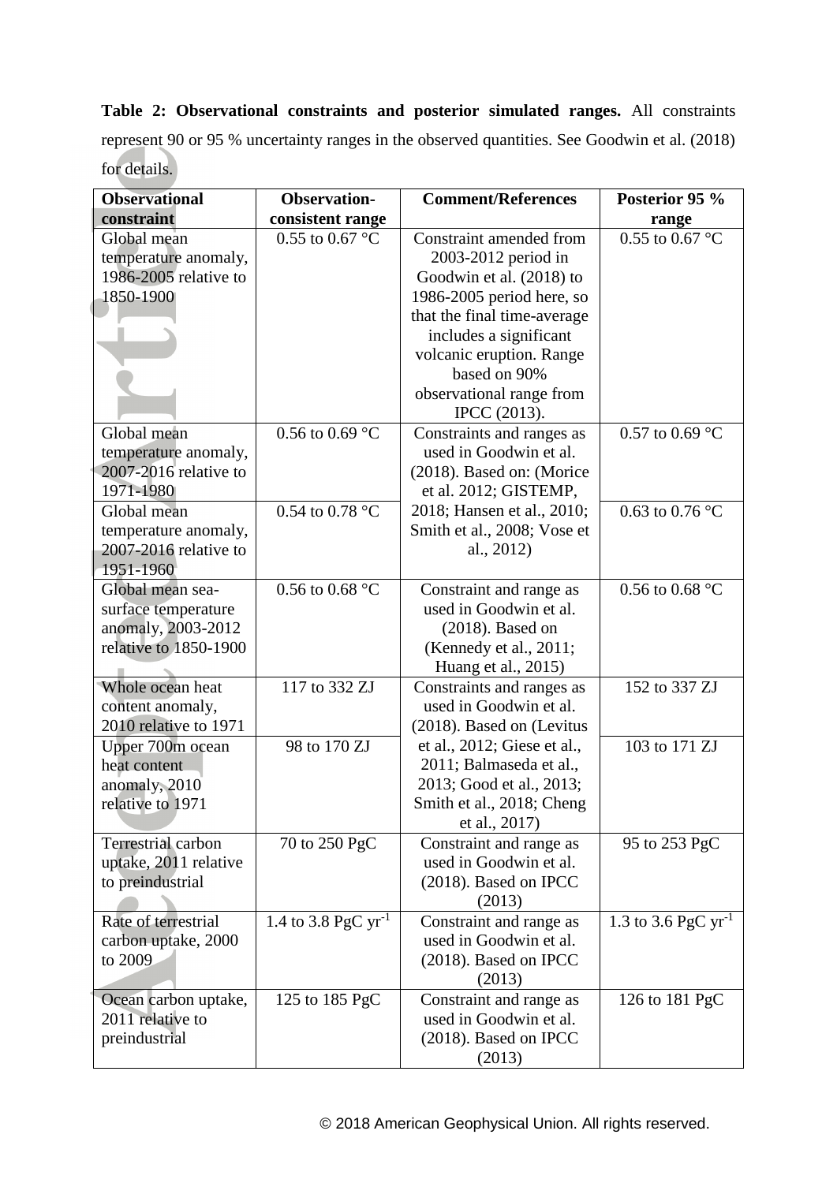**Table 2: Observational constraints and posterior simulated ranges.** All constraints represent 90 or 95 % uncertainty ranges in the observed quantities. See Goodwin et al. (2018) for details.

| Observational constraint | Observation-consistent range | Comment/References | Posterior 95 % range |
|---|---|---|---|
| Global mean temperature anomaly, 1986-2005 relative to 1850-1900 | 0.55 to 0.67 °C | Constraint amended from 2003-2012 period in Goodwin et al. (2018) to 1986-2005 period here, so that the final time-average includes a significant volcanic eruption. Range based on 90% observational range from IPCC (2013). | 0.55 to 0.67 °C |
| Global mean temperature anomaly, 2007-2016 relative to 1971-1980 | 0.56 to 0.69 °C | Constraints and ranges as used in Goodwin et al. (2018). Based on: (Morice et al. 2012; GISTEMP, 2018; Hansen et al., 2010; Smith et al., 2008; Vose et al., 2012) | 0.57 to 0.69 °C |
| Global mean temperature anomaly, 2007-2016 relative to 1951-1960 | 0.54 to 0.78 °C | | 0.63 to 0.76 °C |
| Global mean sea-surface temperature anomaly, 2003-2012 relative to 1850-1900 | 0.56 to 0.68 °C | Constraint and range as used in Goodwin et al. (2018). Based on (Kennedy et al., 2011; Huang et al., 2015) | 0.56 to 0.68 °C |
| Whole ocean heat content anomaly, 2010 relative to 1971 | 117 to 332 ZJ | Constraints and ranges as used in Goodwin et al. (2018). Based on (Levitus et al., 2012; Giese et al., 2011; Balmaseda et al., 2013; Good et al., 2013; Smith et al., 2018; Cheng et al., 2017) | 152 to 337 ZJ |
| Upper 700m ocean heat content anomaly, 2010 relative to 1971 | 98 to 170 ZJ | | 103 to 171 ZJ |
| Terrestrial carbon uptake, 2011 relative to preindustrial | 70 to 250 PgC | Constraint and range as used in Goodwin et al. (2018). Based on IPCC (2013) | 95 to 253 PgC |
| Rate of terrestrial carbon uptake, 2000 to 2009 | 1.4 to 3.8 PgC $yr^{-1}$ | Constraint and range as used in Goodwin et al. (2018). Based on IPCC (2013) | 1.3 to 3.6 PgC $yr^{-1}$ |
| Ocean carbon uptake, 2011 relative to preindustrial | 125 to 185 PgC | Constraint and range as used in Goodwin et al. (2018). Based on IPCC (2013) | 126 to 181 PgC |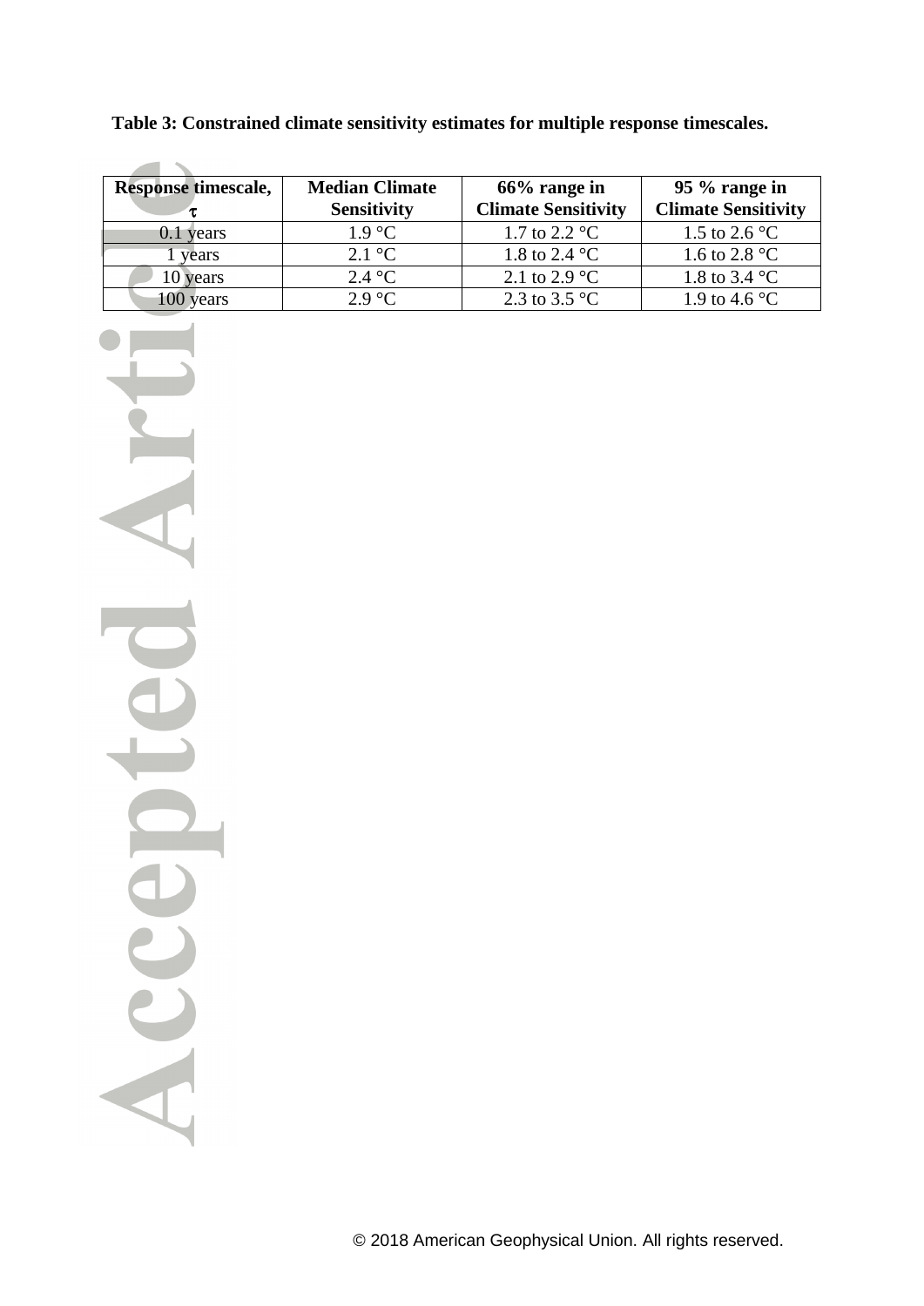**Table 3: Constrained climate sensitivity estimates for multiple response timescales.**

| Response timescale, $\tau$ | Median Climate Sensitivity | 66% range in Climate Sensitivity | 95 % range in Climate Sensitivity |
|---|---|---|---|
| 0.1 years | 1.9 °C | 1.7 to 2.2 °C | 1.5 to 2.6 °C |
| 1 years | 2.1 °C | 1.8 to 2.4 °C | 1.6 to 2.8 °C |
| 10 years | 2.4 °C | 2.1 to 2.9 °C | 1.8 to 3.4 °C |
| 100 years | 2.9 °C | 2.3 to 3.5 °C | 1.9 to 4.6 °C |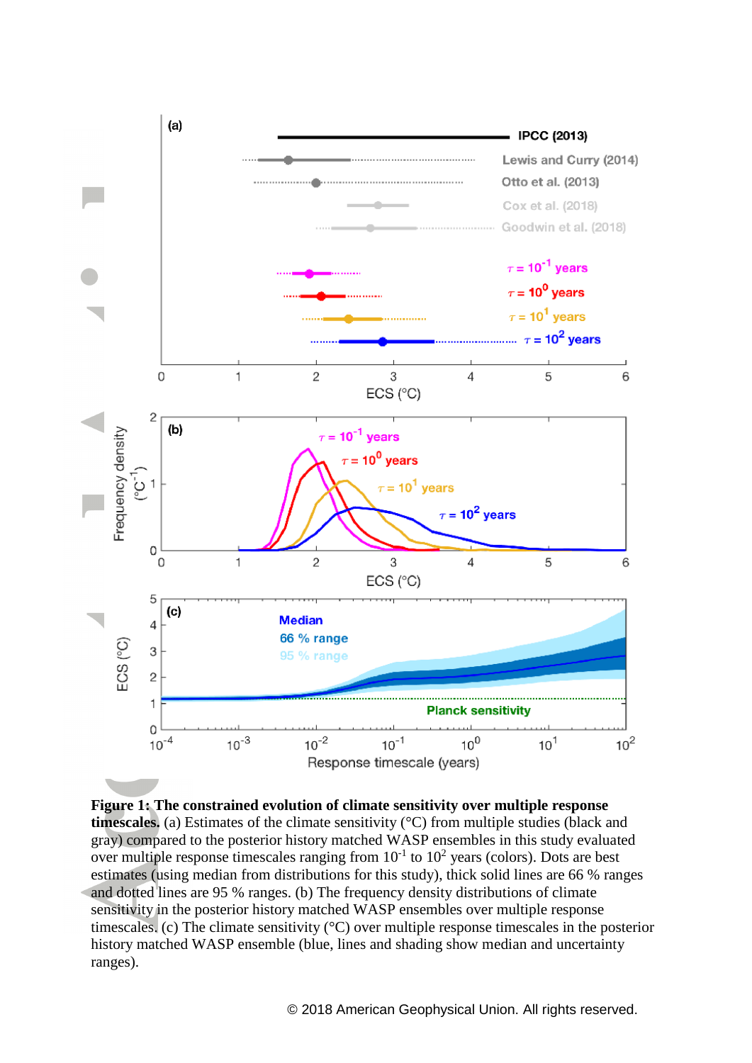**Figure 1: The constrained evolution of climate sensitivity over multiple response timescales.** (a) Estimates of the climate sensitivity (°C) from multiple studies (black and gray) compared to the posterior history matched WASP ensembles in this study evaluated over multiple response timescales ranging from $10^{-1}$ to $10^{2}$ years (colors). Dots are best estimates (using median from distributions for this study), thick solid lines are 66 % ranges and dotted lines are 95 % ranges. (b) The frequency density distributions of climate sensitivity in the posterior history matched WASP ensembles over multiple response timescales. (c) The climate sensitivity (°C) over multiple response timescales in the posterior history matched WASP ensemble (blue, lines and shading show median and uncertainty ranges).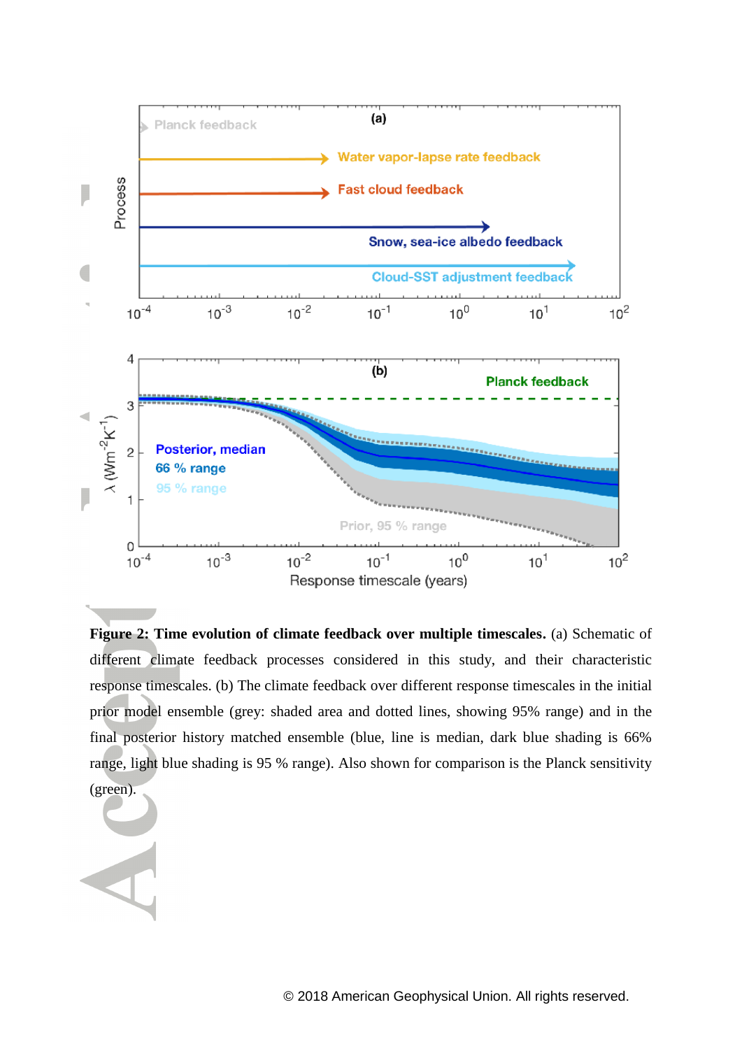**Figure 2: Time evolution of climate feedback over multiple timescales.** (a) Schematic of different climate feedback processes considered in this study, and their characteristic response timescales. (b) The climate feedback over different response timescales in the initial prior model ensemble (grey: shaded area and dotted lines, showing 95% range) and in the final posterior history matched ensemble (blue, line is median, dark blue shading is 66% range, light blue shading is 95 % range). Also shown for comparison is the Planck sensitivity (green).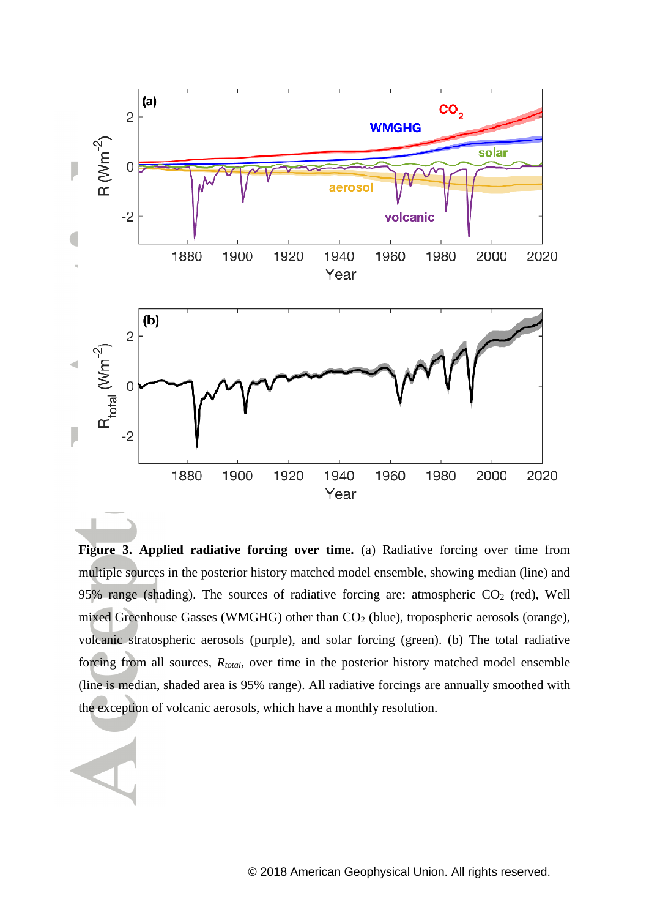**Figure 3. Applied radiative forcing over time.** (a) Radiative forcing over time from multiple sources in the posterior history matched model ensemble, showing median (line) and 95% range (shading). The sources of radiative forcing are: atmospheric $CO_2$ (red), Well mixed Greenhouse Gasses (WMGHG) other than $CO_2$ (blue), tropospheric aerosols (orange), volcanic stratospheric aerosols (purple), and solar forcing (green). (b) The total radiative forcing from all sources, $R_{total}$, over time in the posterior history matched model ensemble (line is median, shaded area is 95% range). All radiative forcings are annually smoothed with the exception of volcanic aerosols, which have a monthly resolution.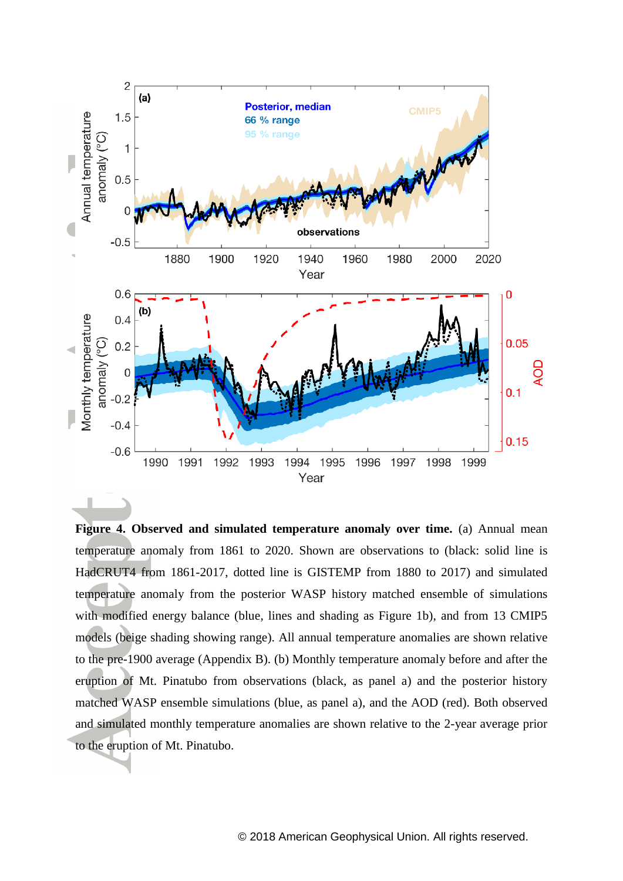**Figure 4. Observed and simulated temperature anomaly over time.** (a) Annual mean temperature anomaly from 1861 to 2020. Shown are observations to (black: solid line is HadCRUT4 from 1861-2017, dotted line is GISTEMP from 1880 to 2017) and simulated temperature anomaly from the posterior WASP history matched ensemble of simulations with modified energy balance (blue, lines and shading as Figure 1b), and from 13 CMIP5 models (beige shading showing range). All annual temperature anomalies are shown relative to the pre-1900 average (Appendix B). (b) Monthly temperature anomaly before and after the eruption of Mt. Pinatubo from observations (black, as panel a) and the posterior history matched WASP ensemble simulations (blue, as panel a), and the AOD (red). Both observed and simulated monthly temperature anomalies are shown relative to the 2-year average prior to the eruption of Mt. Pinatubo.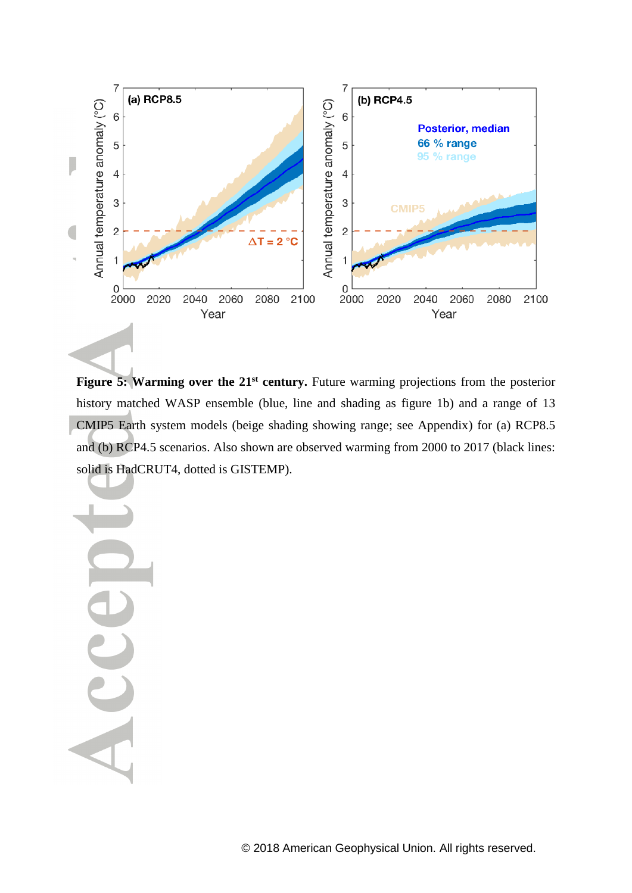(a) RCP8.5

Annual temperature anomaly (°C)

7
6
5
4
3
2
1
0

2000 2020 2040 2060 2080 2100

Year

ΔT = 2 °C

(b) RCP4.5

Annual temperature anomaly (°C)

Posterior, median
66 % range
95 % range

CMIP5

7
6
5
4
3
2
1
0

2000 2020 2040 2060 2080 2100

Year

**Figure 5: Warming over the 21[st] century.** Future warming projections from the posterior history matched WASP ensemble (blue, line and shading as figure 1b) and a range of 13 CMIP5 Earth system models (beige shading showing range; see Appendix) for (a) RCP8.5 and (b) RCP4.5 scenarios. Also shown are observed warming from 2000 to 2017 (black lines: solid is HadCRUT4, dotted is GISTEMP).